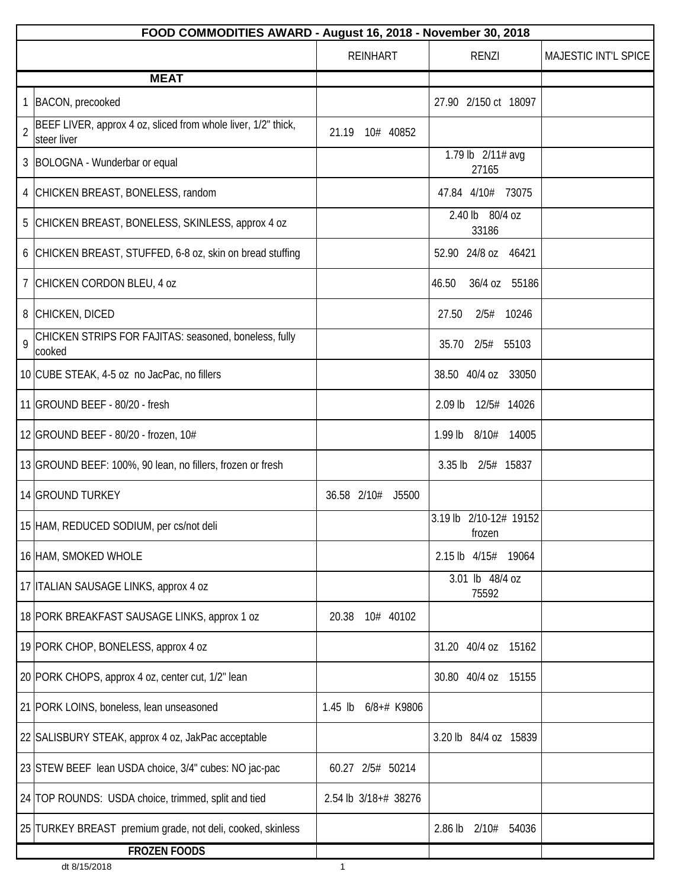| FOOD COMMODITIES AWARD - August 16, 2018 - November 30, 2018 | | | | |
|---|---|---|---|---|
| | | REINHART | RENZI | MAJESTIC INT'L SPICE |
| | **MEAT** | | | |
| 1 | BACON, precooked | | 27.90 2/150 ct 18097 | |
| 2 | BEEF LIVER, approx 4 oz, sliced from whole liver, 1/2" thick, steer liver | 21.19 10# 40852 | | |
| 3 | BOLOGNA - Wunderbar or equal | | 1.79 lb 2/11# avg 27165 | |
| 4 | CHICKEN BREAST, BONELESS, random | | 47.84 4/10# 73075 | |
| 5 | CHICKEN BREAST, BONELESS, SKINLESS, approx 4 oz | | 2.40 lb 80/4 oz 33186 | |
| 6 | CHICKEN BREAST, STUFFED, 6-8 oz, skin on bread stuffing | | 52.90 24/8 oz 46421 | |
| 7 | CHICKEN CORDON BLEU, 4 oz | | 46.50 36/4 oz 55186 | |
| 8 | CHICKEN, DICED | | 27.50 2/5# 10246 | |
| 9 | CHICKEN STRIPS FOR FAJITAS: seasoned, boneless, fully cooked | | 35.70 2/5# 55103 | |
| 10 | CUBE STEAK, 4-5 oz no JacPac, no fillers | | 38.50 40/4 oz 33050 | |
| 11 | GROUND BEEF - 80/20 - fresh | | 2.09 lb 12/5# 14026 | |
| 12 | GROUND BEEF - 80/20 - frozen, 10# | | 1.99 lb 8/10# 14005 | |
| 13 | GROUND BEEF: 100%, 90 lean, no fillers, frozen or fresh | | 3.35 lb 2/5# 15837 | |
| 14 | GROUND TURKEY | 36.58 2/10# J5500 | | |
| 15 | HAM, REDUCED SODIUM, per cs/not deli | | 3.19 lb 2/10-12# 19152 frozen | |
| 16 | HAM, SMOKED WHOLE | | 2.15 lb 4/15# 19064 | |
| 17 | ITALIAN SAUSAGE LINKS, approx 4 oz | | 3.01 lb 48/4 oz 75592 | |
| 18 | PORK BREAKFAST SAUSAGE LINKS, approx 1 oz | 20.38 10# 40102 | | |
| 19 | PORK CHOP, BONELESS, approx 4 oz | | 31.20 40/4 oz 15162 | |
| 20 | PORK CHOPS, approx 4 oz, center cut, 1/2" lean | | 30.80 40/4 oz 15155 | |
| 21 | PORK LOINS, boneless, lean unseasoned | 1.45 lb 6/8+# K9806 | | |
| 22 | SALISBURY STEAK, approx 4 oz, JakPac acceptable | | 3.20 lb 84/4 oz 15839 | |
| 23 | STEW BEEF lean USDA choice, 3/4" cubes: NO jac-pac | 60.27 2/5# 50214 | | |
| 24 | TOP ROUNDS: USDA choice, trimmed, split and tied | 2.54 lb 3/18+# 38276 | | |
| 25 | TURKEY BREAST premium grade, not deli, cooked, skinless | | 2.86 lb 2/10# 54036 | |
| | **FROZEN FOODS** | | | |

dt 8/15/2018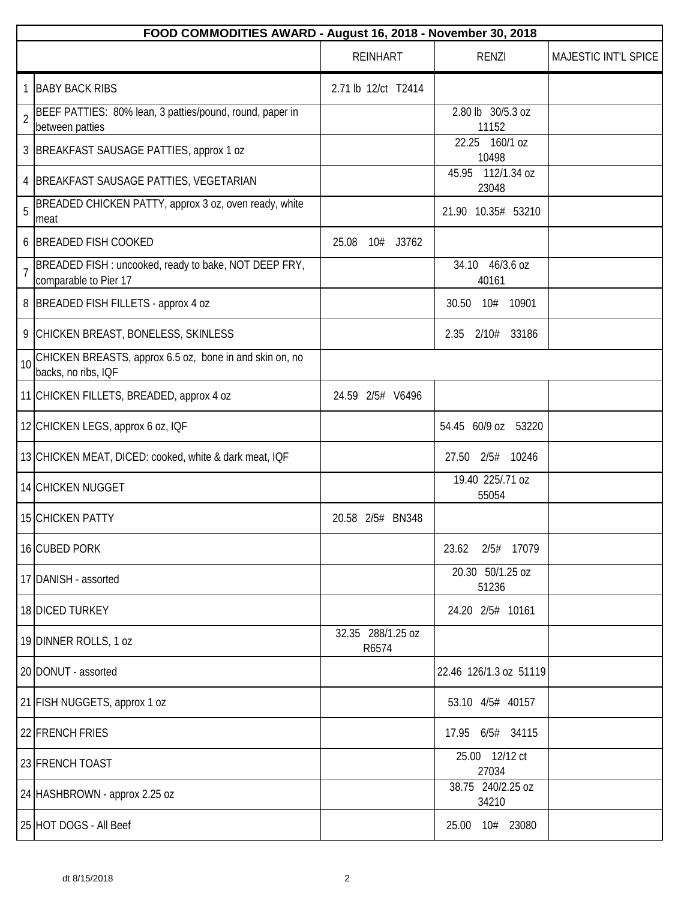| FOOD COMMODITIES AWARD - August 16, 2018 - November 30, 2018 | | | | |
|---|---|---|---|---|
| | | REINHART | RENZI | MAJESTIC INT'L SPICE |
| 1 | BABY BACK RIBS | 2.71 lb 12/ct T2414 | | |
| 2 | BEEF PATTIES: 80% lean, 3 patties/pound, round, paper in between patties | | 2.80 lb 30/5.3 oz 11152 | |
| 3 | BREAKFAST SAUSAGE PATTIES, approx 1 oz | | 22.25 160/1 oz 10498 | |
| 4 | BREAKFAST SAUSAGE PATTIES, VEGETARIAN | | 45.95 112/1.34 oz 23048 | |
| 5 | BREADED CHICKEN PATTY, approx 3 oz, oven ready, white meat | | 21.90 10.35# 53210 | |
| 6 | BREADED FISH COOKED | 25.08 10# J3762 | | |
| 7 | BREADED FISH : uncooked, ready to bake, NOT DEEP FRY, comparable to Pier 17 | | 34.10 46/3.6 oz 40161 | |
| 8 | BREADED FISH FILLETS - approx 4 oz | | 30.50 10# 10901 | |
| 9 | CHICKEN BREAST, BONELESS, SKINLESS | | 2.35 2/10# 33186 | |
| 10 | CHICKEN BREASTS, approx 6.5 oz, bone in and skin on, no backs, no ribs, IQF | | | |
| 11 | CHICKEN FILLETS, BREADED, approx 4 oz | 24.59 2/5# V6496 | | |
| 12 | CHICKEN LEGS, approx 6 oz, IQF | | 54.45 60/9 oz 53220 | |
| 13 | CHICKEN MEAT, DICED: cooked, white & dark meat, IQF | | 27.50 2/5# 10246 | |
| 14 | CHICKEN NUGGET | | 19.40 225/.71 oz 55054 | |
| 15 | CHICKEN PATTY | 20.58 2/5# BN348 | | |
| 16 | CUBED PORK | | 23.62 2/5# 17079 | |
| 17 | DANISH - assorted | | 20.30 50/1.25 oz 51236 | |
| 18 | DICED TURKEY | | 24.20 2/5# 10161 | |
| 19 | DINNER ROLLS, 1 oz | 32.35 288/1.25 oz R6574 | | |
| 20 | DONUT - assorted | | 22.46 126/1.3 oz 51119 | |
| 21 | FISH NUGGETS, approx 1 oz | | 53.10 4/5# 40157 | |
| 22 | FRENCH FRIES | | 17.95 6/5# 34115 | |
| 23 | FRENCH TOAST | | 25.00 12/12 ct 27034 | |
| 24 | HASHBROWN - approx 2.25 oz | | 38.75 240/2.25 oz 34210 | |
| 25 | HOT DOGS - All Beef | | 25.00 10# 23080 | |

dt 8/15/2018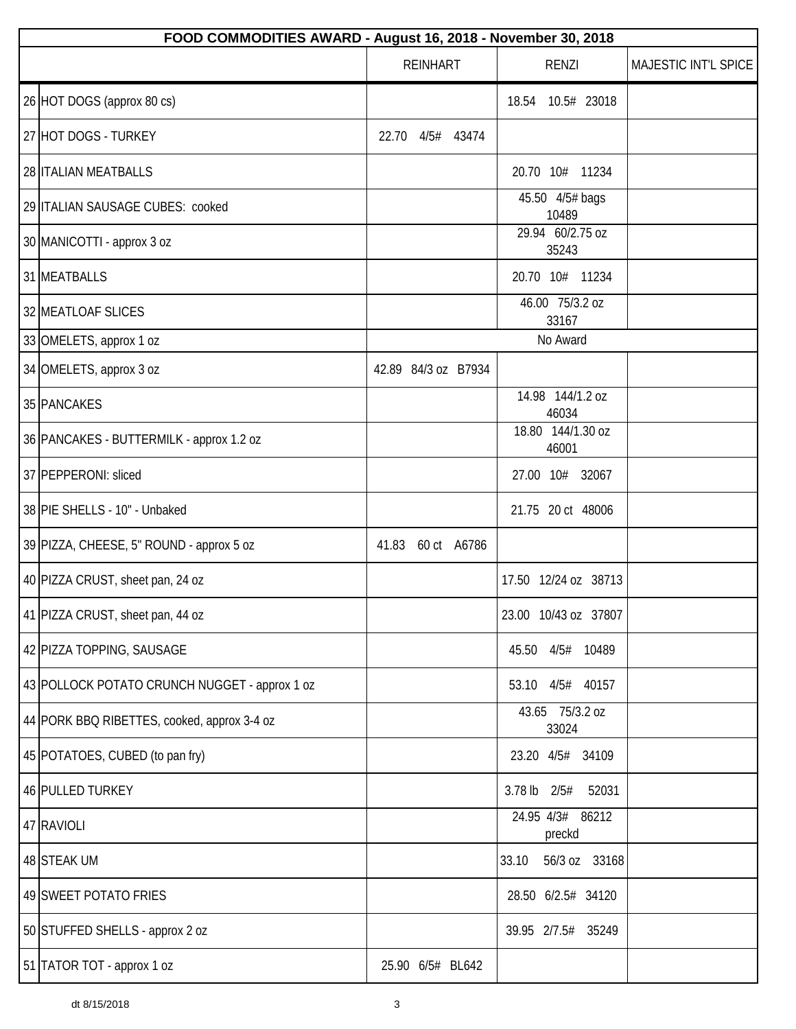| FOOD COMMODITIES AWARD - August 16, 2018 - November 30, 2018 | | | | |
|---|---|---|---|---|
| | | REINHART | RENZI | MAJESTIC INT'L SPICE |
| 26 | HOT DOGS (approx 80 cs) | | 18.54 10.5# 23018 | |
| 27 | HOT DOGS - TURKEY | 22.70 4/5# 43474 | | |
| 28 | ITALIAN MEATBALLS | | 20.70 10# 11234 | |
| 29 | ITALIAN SAUSAGE CUBES: cooked | | 45.50 4/5# bags 10489 | |
| 30 | MANICOTTI - approx 3 oz | | 29.94 60/2.75 oz 35243 | |
| 31 | MEATBALLS | | 20.70 10# 11234 | |
| 32 | MEATLOAF SLICES | | 46.00 75/3.2 oz 33167 | |
| 33 | OMELETS, approx 1 oz | No Award | | |
| 34 | OMELETS, approx 3 oz | 42.89 84/3 oz B7934 | | |
| 35 | PANCAKES | | 14.98 144/1.2 oz 46034 | |
| 36 | PANCAKES - BUTTERMILK - approx 1.2 oz | | 18.80 144/1.30 oz 46001 | |
| 37 | PEPPERONI: sliced | | 27.00 10# 32067 | |
| 38 | PIE SHELLS - 10" - Unbaked | | 21.75 20 ct 48006 | |
| 39 | PIZZA, CHEESE, 5" ROUND - approx 5 oz | 41.83 60 ct A6786 | | |
| 40 | PIZZA CRUST, sheet pan, 24 oz | | 17.50 12/24 oz 38713 | |
| 41 | PIZZA CRUST, sheet pan, 44 oz | | 23.00 10/43 oz 37807 | |
| 42 | PIZZA TOPPING, SAUSAGE | | 45.50 4/5# 10489 | |
| 43 | POLLOCK POTATO CRUNCH NUGGET - approx 1 oz | | 53.10 4/5# 40157 | |
| 44 | PORK BBQ RIBETTES, cooked, approx 3-4 oz | | 43.65 75/3.2 oz 33024 | |
| 45 | POTATOES, CUBED (to pan fry) | | 23.20 4/5# 34109 | |
| 46 | PULLED TURKEY | | 3.78 lb 2/5# 52031 | |
| 47 | RAVIOLI | | 24.95 4/3# 86212 preckd | |
| 48 | STEAK UM | | 33.10 56/3 oz 33168 | |
| 49 | SWEET POTATO FRIES | | 28.50 6/2.5# 34120 | |
| 50 | STUFFED SHELLS - approx 2 oz | | 39.95 2/7.5# 35249 | |
| 51 | TATOR TOT - approx 1 oz | 25.90 6/5# BL642 | | |

dt 8/15/2018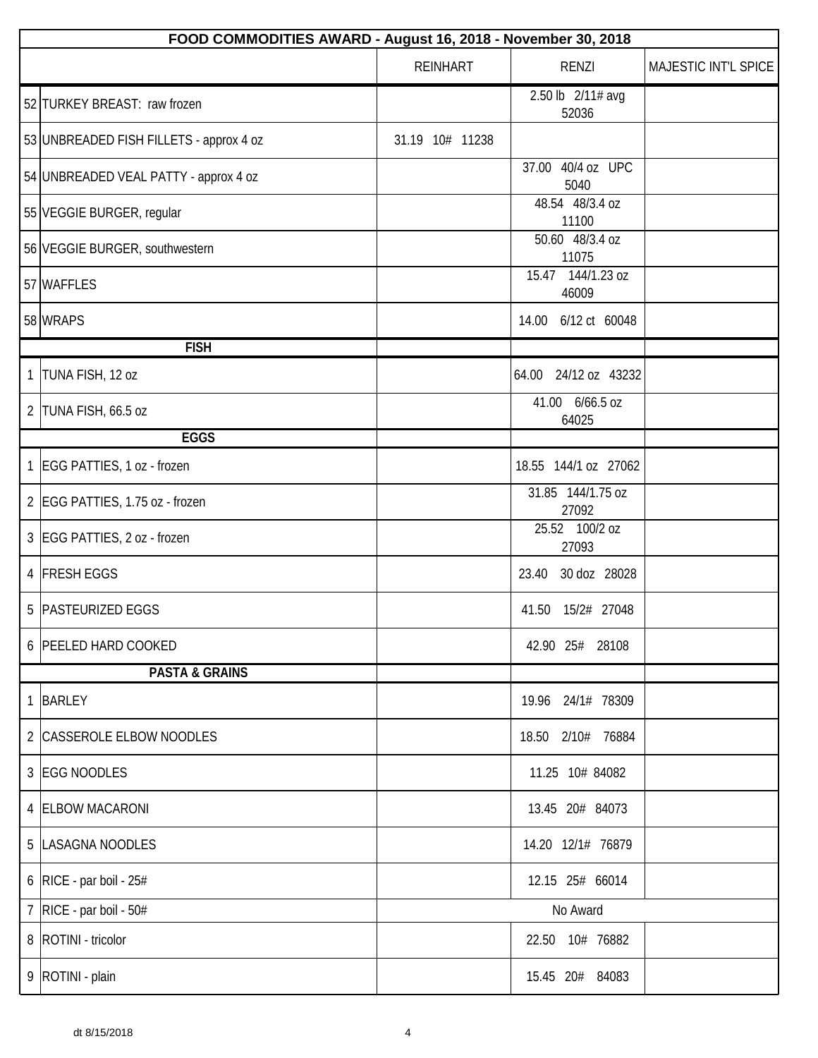| | FOOD COMMODITIES AWARD - August 16, 2018 - November 30, 2018 | | | |
|---|---|---|---|---|
| | | REINHART | RENZI | MAJESTIC INT'L SPICE |
| 52 | TURKEY BREAST: raw frozen | | 2.50 lb 2/11# avg 52036 | |
| 53 | UNBREADED FISH FILLETS - approx 4 oz | 31.19 10# 11238 | | |
| 54 | UNBREADED VEAL PATTY - approx 4 oz | | 37.00 40/4 oz UPC 5040 | |
| 55 | VEGGIE BURGER, regular | | 48.54 48/3.4 oz 11100 | |
| 56 | VEGGIE BURGER, southwestern | | 50.60 48/3.4 oz 11075 | |
| 57 | WAFFLES | | 15.47 144/1.23 oz 46009 | |
| 58 | WRAPS | | 14.00 6/12 ct 60048 | |
| | **FISH** | | | |
| 1 | TUNA FISH, 12 oz | | 64.00 24/12 oz 43232 | |
| 2 | TUNA FISH, 66.5 oz | | 41.00 6/66.5 oz 64025 | |
| | **EGGS** | | | |
| 1 | EGG PATTIES, 1 oz - frozen | | 18.55 144/1 oz 27062 | |
| 2 | EGG PATTIES, 1.75 oz - frozen | | 31.85 144/1.75 oz 27092 | |
| 3 | EGG PATTIES, 2 oz - frozen | | 25.52 100/2 oz 27093 | |
| 4 | FRESH EGGS | | 23.40 30 doz 28028 | |
| 5 | PASTEURIZED EGGS | | 41.50 15/2# 27048 | |
| 6 | PEELED HARD COOKED | | 42.90 25# 28108 | |
| | **PASTA & GRAINS** | | | |
| 1 | BARLEY | | 19.96 24/1# 78309 | |
| 2 | CASSEROLE ELBOW NOODLES | | 18.50 2/10# 76884 | |
| 3 | EGG NOODLES | | 11.25 10# 84082 | |
| 4 | ELBOW MACARONI | | 13.45 20# 84073 | |
| 5 | LASAGNA NOODLES | | 14.20 12/1# 76879 | |
| 6 | RICE - par boil - 25# | | 12.15 25# 66014 | |
| 7 | RICE - par boil - 50# | | No Award | |
| 8 | ROTINI - tricolor | | 22.50 10# 76882 | |
| 9 | ROTINI - plain | | 15.45 20# 84083 | |

dt 8/15/2018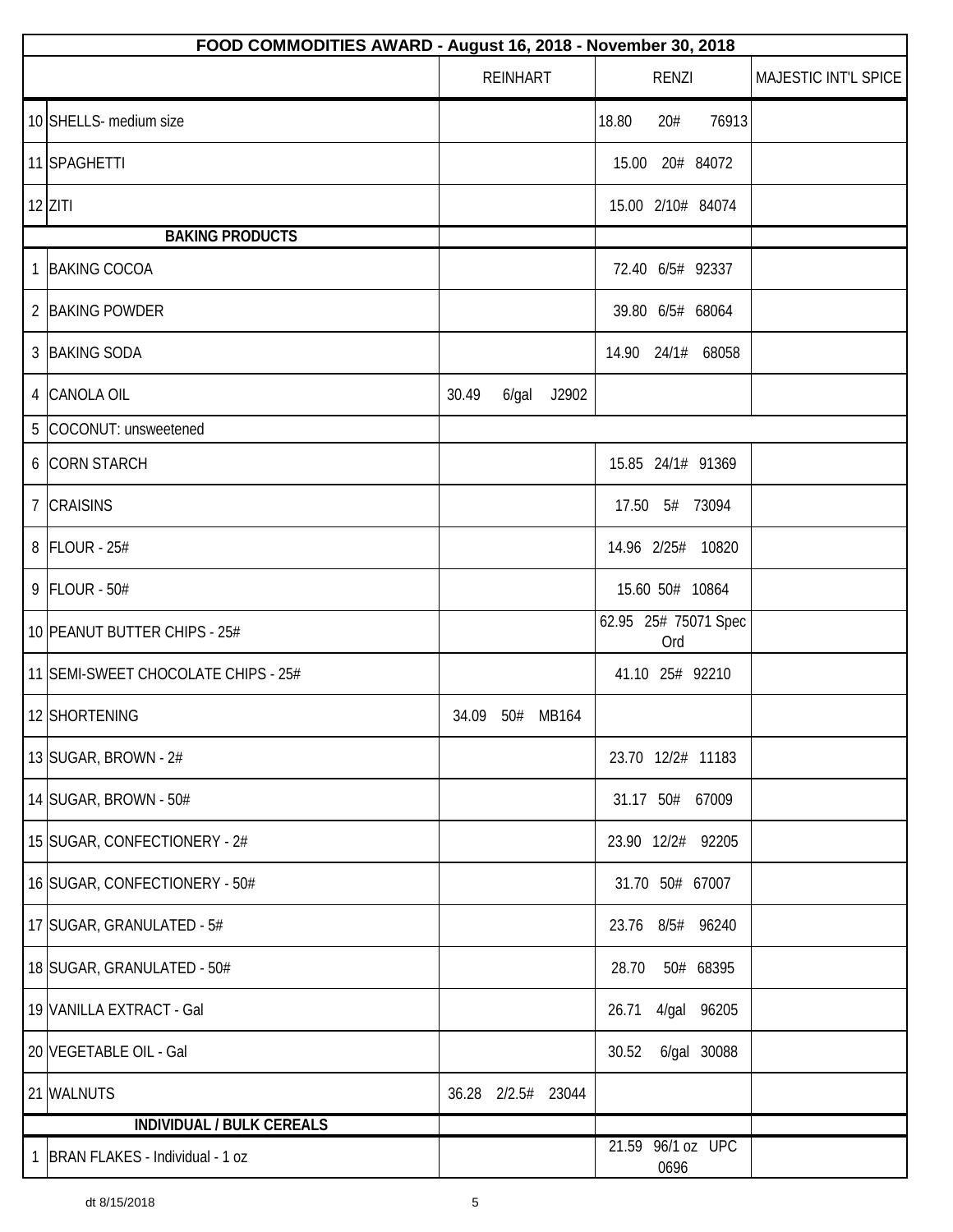| FOOD COMMODITIES AWARD - August 16, 2018 - November 30, 2018 | | | | |
|---|---|---|---|---|
| | | REINHART | RENZI | MAJESTIC INT'L SPICE |
| 10 | SHELLS- medium size | | 18.80 20# 76913 | |
| 11 | SPAGHETTI | | 15.00 20# 84072 | |
| 12 | ZITI | | 15.00 2/10# 84074 | |
| | **BAKING PRODUCTS** | | | |
| 1 | BAKING COCOA | | 72.40 6/5# 92337 | |
| 2 | BAKING POWDER | | 39.80 6/5# 68064 | |
| 3 | BAKING SODA | | 14.90 24/1# 68058 | |
| 4 | CANOLA OIL | 30.49 6/gal J2902 | | |
| 5 | COCONUT: unsweetened | | | |
| 6 | CORN STARCH | | 15.85 24/1# 91369 | |
| 7 | CRAISINS | | 17.50 5# 73094 | |
| 8 | FLOUR - 25# | | 14.96 2/25# 10820 | |
| 9 | FLOUR - 50# | | 15.60 50# 10864 | |
| 10 | PEANUT BUTTER CHIPS - 25# | | 62.95 25# 75071 Spec Ord | |
| 11 | SEMI-SWEET CHOCOLATE CHIPS - 25# | | 41.10 25# 92210 | |
| 12 | SHORTENING | 34.09 50# MB164 | | |
| 13 | SUGAR, BROWN - 2# | | 23.70 12/2# 11183 | |
| 14 | SUGAR, BROWN - 50# | | 31.17 50# 67009 | |
| 15 | SUGAR, CONFECTIONERY - 2# | | 23.90 12/2# 92205 | |
| 16 | SUGAR, CONFECTIONERY - 50# | | 31.70 50# 67007 | |
| 17 | SUGAR, GRANULATED - 5# | | 23.76 8/5# 96240 | |
| 18 | SUGAR, GRANULATED - 50# | | 28.70 50# 68395 | |
| 19 | VANILLA EXTRACT - Gal | | 26.71 4/gal 96205 | |
| 20 | VEGETABLE OIL - Gal | | 30.52 6/gal 30088 | |
| 21 | WALNUTS | 36.28 2/2.5# 23044 | | |
| | **INDIVIDUAL / BULK CEREALS** | | | |
| 1 | BRAN FLAKES - Individual - 1 oz | | 21.59 96/1 oz UPC 0696 | |

dt 8/15/2018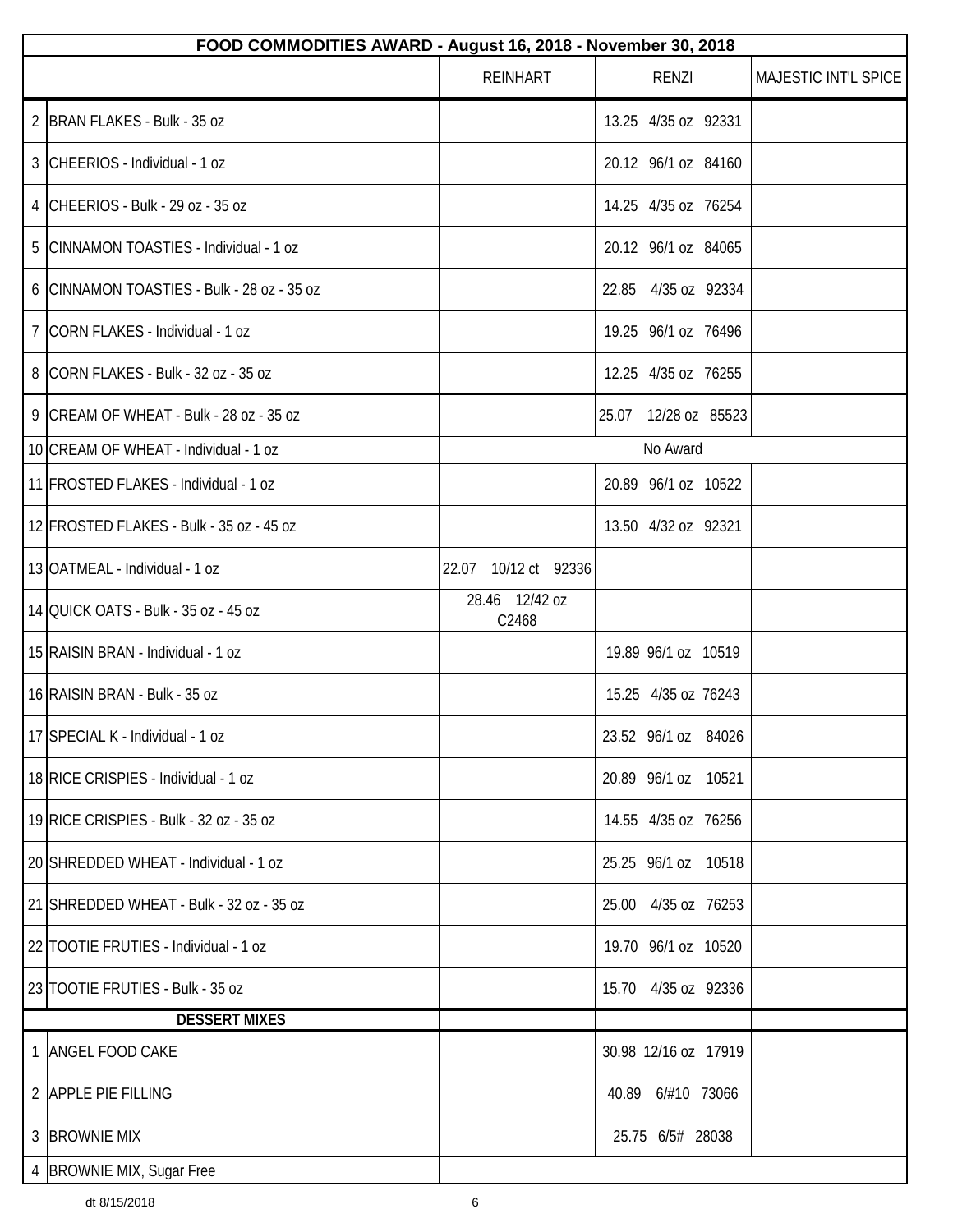| FOOD COMMODITIES AWARD - August 16, 2018 - November 30, 2018 | | | | |
|---|---|---|---|---|
| | | REINHART | RENZI | MAJESTIC INT'L SPICE |
| 2 | BRAN FLAKES - Bulk - 35 oz | | 13.25 4/35 oz 92331 | |
| 3 | CHEERIOS - Individual - 1 oz | | 20.12 96/1 oz 84160 | |
| 4 | CHEERIOS - Bulk - 29 oz - 35 oz | | 14.25 4/35 oz 76254 | |
| 5 | CINNAMON TOASTIES - Individual - 1 oz | | 20.12 96/1 oz 84065 | |
| 6 | CINNAMON TOASTIES - Bulk - 28 oz - 35 oz | | 22.85 4/35 oz 92334 | |
| 7 | CORN FLAKES - Individual - 1 oz | | 19.25 96/1 oz 76496 | |
| 8 | CORN FLAKES - Bulk - 32 oz - 35 oz | | 12.25 4/35 oz 76255 | |
| 9 | CREAM OF WHEAT - Bulk - 28 oz - 35 oz | | 25.07 12/28 oz 85523 | |
| 10 | CREAM OF WHEAT - Individual - 1 oz | No Award | | |
| 11 | FROSTED FLAKES - Individual - 1 oz | | 20.89 96/1 oz 10522 | |
| 12 | FROSTED FLAKES - Bulk - 35 oz - 45 oz | | 13.50 4/32 oz 92321 | |
| 13 | OATMEAL - Individual - 1 oz | 22.07 10/12 ct 92336 | | |
| 14 | QUICK OATS - Bulk - 35 oz - 45 oz | 28.46 12/42 oz C2468 | | |
| 15 | RAISIN BRAN - Individual - 1 oz | | 19.89 96/1 oz 10519 | |
| 16 | RAISIN BRAN - Bulk - 35 oz | | 15.25 4/35 oz 76243 | |
| 17 | SPECIAL K - Individual - 1 oz | | 23.52 96/1 oz 84026 | |
| 18 | RICE CRISPIES - Individual - 1 oz | | 20.89 96/1 oz 10521 | |
| 19 | RICE CRISPIES - Bulk - 32 oz - 35 oz | | 14.55 4/35 oz 76256 | |
| 20 | SHREDDED WHEAT - Individual - 1 oz | | 25.25 96/1 oz 10518 | |
| 21 | SHREDDED WHEAT - Bulk - 32 oz - 35 oz | | 25.00 4/35 oz 76253 | |
| 22 | TOOTIE FRUTIES - Individual - 1 oz | | 19.70 96/1 oz 10520 | |
| 23 | TOOTIE FRUTIES - Bulk - 35 oz | | 15.70 4/35 oz 92336 | |
| | **DESSERT MIXES** | | | |
| 1 | ANGEL FOOD CAKE | | 30.98 12/16 oz 17919 | |
| 2 | APPLE PIE FILLING | | 40.89 6/#10 73066 | |
| 3 | BROWNIE MIX | | 25.75 6/5# 28038 | |
| 4 | BROWNIE MIX, Sugar Free | | | |

dt 8/15/2018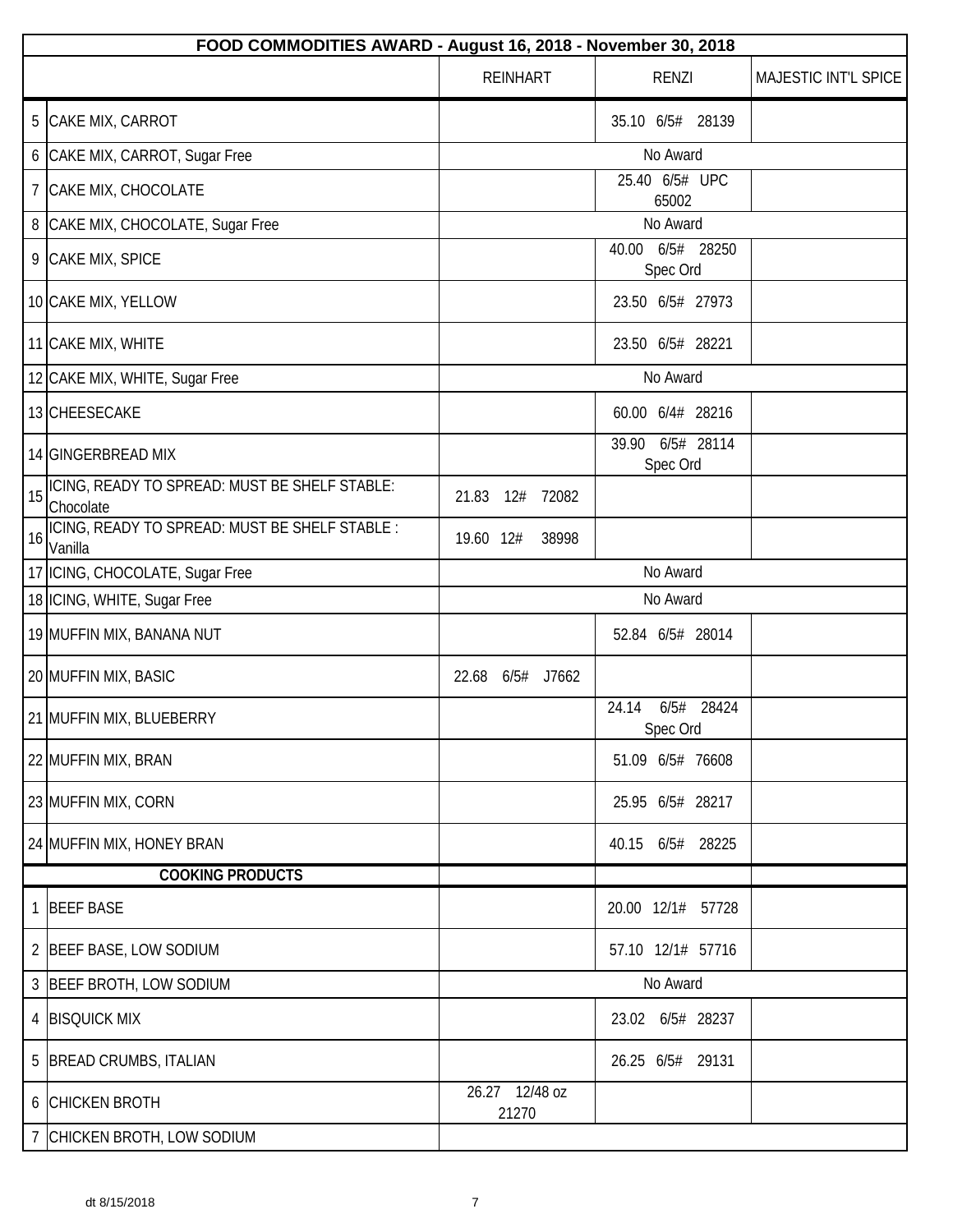| FOOD COMMODITIES AWARD - August 16, 2018 - November 30, 2018 | | | | |
|---|---|---|---|---|
| | | REINHART | RENZI | MAJESTIC INT'L SPICE |
| 5 | CAKE MIX, CARROT | | 35.10 6/5# 28139 | |
| 6 | CAKE MIX, CARROT, Sugar Free | | No Award | |
| 7 | CAKE MIX, CHOCOLATE | | 25.40 6/5# UPC 65002 | |
| 8 | CAKE MIX, CHOCOLATE, Sugar Free | | No Award | |
| 9 | CAKE MIX, SPICE | | 40.00 6/5# 28250 Spec Ord | |
| 10 | CAKE MIX, YELLOW | | 23.50 6/5# 27973 | |
| 11 | CAKE MIX, WHITE | | 23.50 6/5# 28221 | |
| 12 | CAKE MIX, WHITE, Sugar Free | | No Award | |
| 13 | CHEESECAKE | | 60.00 6/4# 28216 | |
| 14 | GINGERBREAD MIX | | 39.90 6/5# 28114 Spec Ord | |
| 15 | ICING, READY TO SPREAD: MUST BE SHELF STABLE: Chocolate | 21.83 12# 72082 | | |
| 16 | ICING, READY TO SPREAD: MUST BE SHELF STABLE : Vanilla | 19.60 12# 38998 | | |
| 17 | ICING, CHOCOLATE, Sugar Free | | No Award | |
| 18 | ICING, WHITE, Sugar Free | | No Award | |
| 19 | MUFFIN MIX, BANANA NUT | | 52.84 6/5# 28014 | |
| 20 | MUFFIN MIX, BASIC | 22.68 6/5# J7662 | | |
| 21 | MUFFIN MIX, BLUEBERRY | | 24.14 6/5# 28424 Spec Ord | |
| 22 | MUFFIN MIX, BRAN | | 51.09 6/5# 76608 | |
| 23 | MUFFIN MIX, CORN | | 25.95 6/5# 28217 | |
| 24 | MUFFIN MIX, HONEY BRAN | | 40.15 6/5# 28225 | |
| | **COOKING PRODUCTS** | | | |
| 1 | BEEF BASE | | 20.00 12/1# 57728 | |
| 2 | BEEF BASE, LOW SODIUM | | 57.10 12/1# 57716 | |
| 3 | BEEF BROTH, LOW SODIUM | | No Award | |
| 4 | BISQUICK MIX | | 23.02 6/5# 28237 | |
| 5 | BREAD CRUMBS, ITALIAN | | 26.25 6/5# 29131 | |
| 6 | CHICKEN BROTH | 26.27 12/48 oz 21270 | | |
| 7 | CHICKEN BROTH, LOW SODIUM | | | |

dt 8/15/2018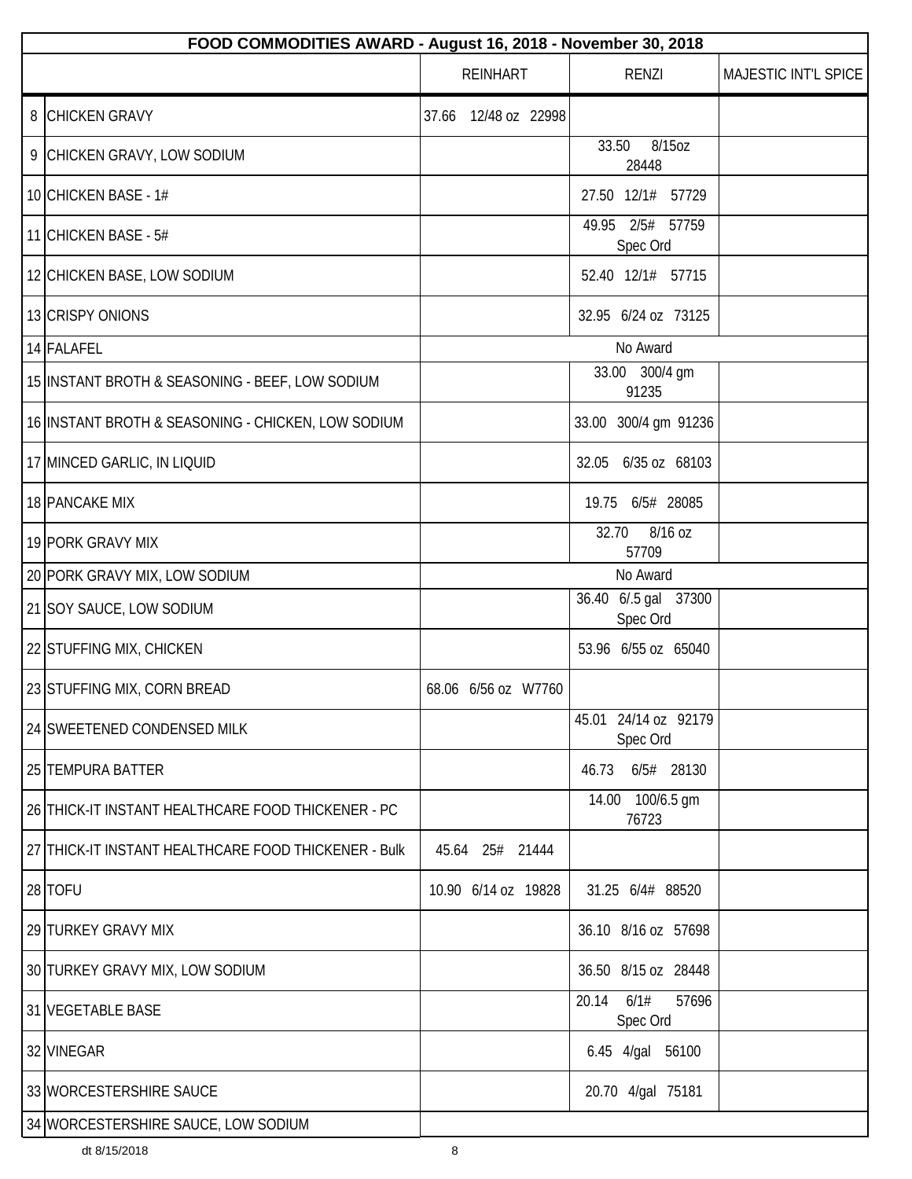| FOOD COMMODITIES AWARD - August 16, 2018 - November 30, 2018 | | | | |
|---|---|---|---|---|
| | | REINHART | RENZI | MAJESTIC INT'L SPICE |
| 8 | CHICKEN GRAVY | 37.66 12/48 oz 22998 | | |
| 9 | CHICKEN GRAVY, LOW SODIUM | | 33.50 8/15oz 28448 | |
| 10 | CHICKEN BASE - 1# | | 27.50 12/1# 57729 | |
| 11 | CHICKEN BASE - 5# | | 49.95 2/5# 57759 Spec Ord | |
| 12 | CHICKEN BASE, LOW SODIUM | | 52.40 12/1# 57715 | |
| 13 | CRISPY ONIONS | | 32.95 6/24 oz 73125 | |
| 14 | FALAFEL | | No Award | |
| 15 | INSTANT BROTH & SEASONING - BEEF, LOW SODIUM | | 33.00 300/4 gm 91235 | |
| 16 | INSTANT BROTH & SEASONING - CHICKEN, LOW SODIUM | | 33.00 300/4 gm 91236 | |
| 17 | MINCED GARLIC, IN LIQUID | | 32.05 6/35 oz 68103 | |
| 18 | PANCAKE MIX | | 19.75 6/5# 28085 | |
| 19 | PORK GRAVY MIX | | 32.70 8/16 oz 57709 | |
| 20 | PORK GRAVY MIX, LOW SODIUM | | No Award | |
| 21 | SOY SAUCE, LOW SODIUM | | 36.40 6/.5 gal 37300 Spec Ord | |
| 22 | STUFFING MIX, CHICKEN | | 53.96 6/55 oz 65040 | |
| 23 | STUFFING MIX, CORN BREAD | 68.06 6/56 oz W7760 | | |
| 24 | SWEETENED CONDENSED MILK | | 45.01 24/14 oz 92179 Spec Ord | |
| 25 | TEMPURA BATTER | | 46.73 6/5# 28130 | |
| 26 | THICK-IT INSTANT HEALTHCARE FOOD THICKENER - PC | | 14.00 100/6.5 gm 76723 | |
| 27 | THICK-IT INSTANT HEALTHCARE FOOD THICKENER - Bulk | 45.64 25# 21444 | | |
| 28 | TOFU | 10.90 6/14 oz 19828 | 31.25 6/4# 88520 | |
| 29 | TURKEY GRAVY MIX | | 36.10 8/16 oz 57698 | |
| 30 | TURKEY GRAVY MIX, LOW SODIUM | | 36.50 8/15 oz 28448 | |
| 31 | VEGETABLE BASE | | 20.14 6/1# 57696 Spec Ord | |
| 32 | VINEGAR | | 6.45 4/gal 56100 | |
| 33 | WORCESTERSHIRE SAUCE | | 20.70 4/gal 75181 | |
| 34 | WORCESTERSHIRE SAUCE, LOW SODIUM | | | |

dt 8/15/2018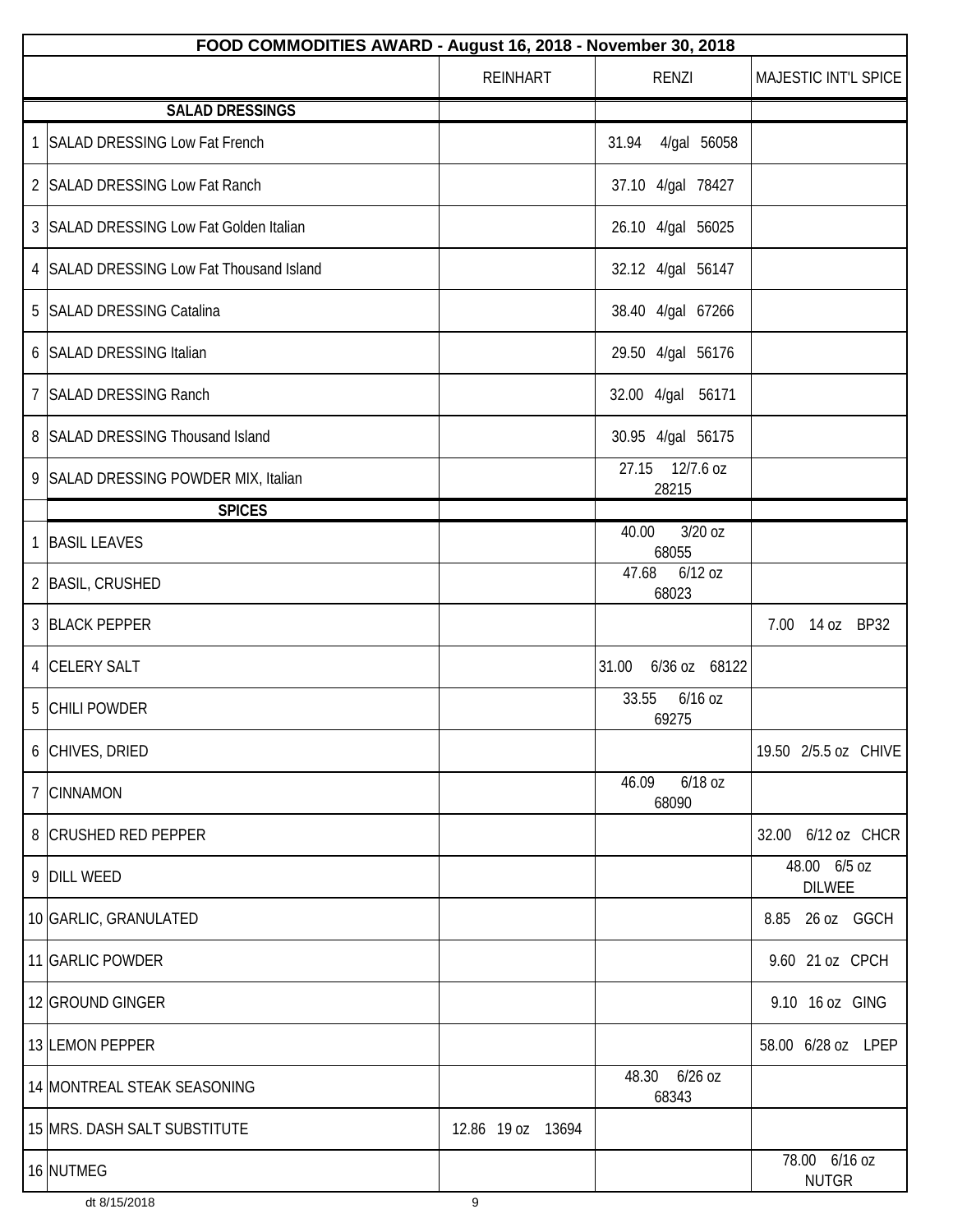| FOOD COMMODITIES AWARD - August 16, 2018 - November 30, 2018 | | | | |
|---|---|---|---|---|
| | | REINHART | RENZI | MAJESTIC INT'L SPICE |
| | **SALAD DRESSINGS** | | | |
| 1 | SALAD DRESSING Low Fat French | | 31.94 4/gal 56058 | |
| 2 | SALAD DRESSING Low Fat Ranch | | 37.10 4/gal 78427 | |
| 3 | SALAD DRESSING Low Fat Golden Italian | | 26.10 4/gal 56025 | |
| 4 | SALAD DRESSING Low Fat Thousand Island | | 32.12 4/gal 56147 | |
| 5 | SALAD DRESSING Catalina | | 38.40 4/gal 67266 | |
| 6 | SALAD DRESSING Italian | | 29.50 4/gal 56176 | |
| 7 | SALAD DRESSING Ranch | | 32.00 4/gal 56171 | |
| 8 | SALAD DRESSING Thousand Island | | 30.95 4/gal 56175 | |
| 9 | SALAD DRESSING POWDER MIX, Italian | | 27.15 12/7.6 oz 28215 | |
| | **SPICES** | | | |
| 1 | BASIL LEAVES | | 40.00 3/20 oz 68055 | |
| 2 | BASIL, CRUSHED | | 47.68 6/12 oz 68023 | |
| 3 | BLACK PEPPER | | | 7.00 14 oz BP32 |
| 4 | CELERY SALT | | 31.00 6/36 oz 68122 | |
| 5 | CHILI POWDER | | 33.55 6/16 oz 69275 | |
| 6 | CHIVES, DRIED | | | 19.50 2/5.5 oz CHIVE |
| 7 | CINNAMON | | 46.09 6/18 oz 68090 | |
| 8 | CRUSHED RED PEPPER | | | 32.00 6/12 oz CHCR |
| 9 | DILL WEED | | | 48.00 6/5 oz DILWEE |
| 10 | GARLIC, GRANULATED | | | 8.85 26 oz GGCH |
| 11 | GARLIC POWDER | | | 9.60 21 oz CPCH |
| 12 | GROUND GINGER | | | 9.10 16 oz GING |
| 13 | LEMON PEPPER | | | 58.00 6/28 oz LPEP |
| 14 | MONTREAL STEAK SEASONING | | 48.30 6/26 oz 68343 | |
| 15 | MRS. DASH SALT SUBSTITUTE | 12.86 19 oz 13694 | | |
| 16 | NUTMEG | | | 78.00 6/16 oz NUTGR |

dt 8/15/2018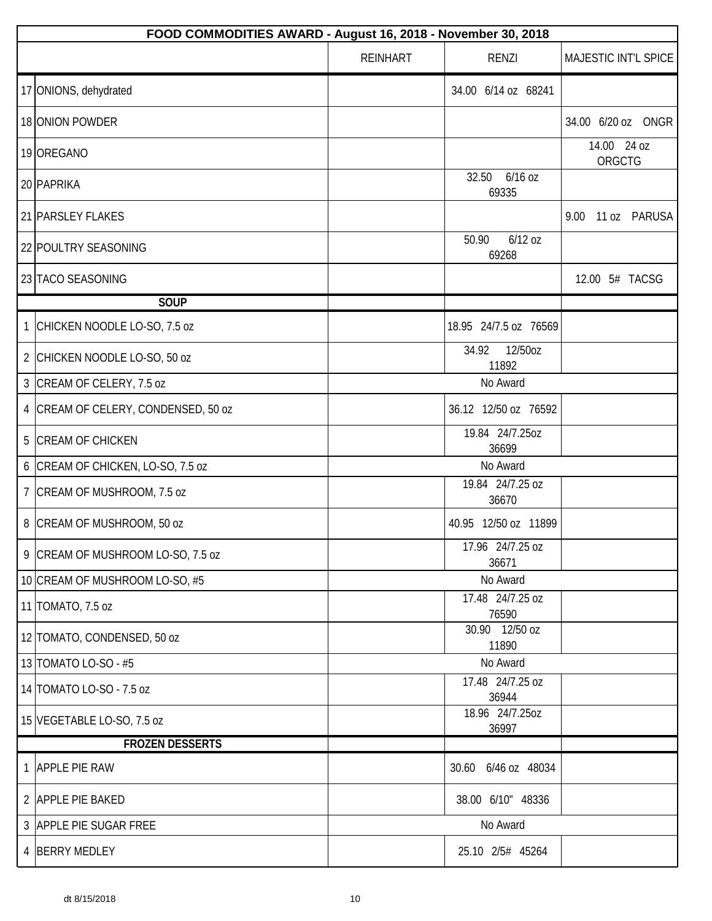| FOOD COMMODITIES AWARD - August 16, 2018 - November 30, 2018 | | | | |
|---|---|---|---|---|
| | | REINHART | RENZI | MAJESTIC INT'L SPICE |
| 17 | ONIONS, dehydrated | | 34.00 6/14 oz 68241 | |
| 18 | ONION POWDER | | | 34.00 6/20 oz ONGR |
| 19 | OREGANO | | | 14.00 24 oz ORGCTG |
| 20 | PAPRIKA | | 32.50 6/16 oz 69335 | |
| 21 | PARSLEY FLAKES | | | 9.00 11 oz PARUSA |
| 22 | POULTRY SEASONING | | 50.90 6/12 oz 69268 | |
| 23 | TACO SEASONING | | | 12.00 5# TACSG |
| | **SOUP** | | | |
| 1 | CHICKEN NOODLE LO-SO, 7.5 oz | | 18.95 24/7.5 oz 76569 | |
| 2 | CHICKEN NOODLE LO-SO, 50 oz | | 34.92 12/50oz 11892 | |
| 3 | CREAM OF CELERY, 7.5 oz | | No Award | |
| 4 | CREAM OF CELERY, CONDENSED, 50 oz | | 36.12 12/50 oz 76592 | |
| 5 | CREAM OF CHICKEN | | 19.84 24/7.25oz 36699 | |
| 6 | CREAM OF CHICKEN, LO-SO, 7.5 oz | | No Award | |
| 7 | CREAM OF MUSHROOM, 7.5 oz | | 19.84 24/7.25 oz 36670 | |
| 8 | CREAM OF MUSHROOM, 50 oz | | 40.95 12/50 oz 11899 | |
| 9 | CREAM OF MUSHROOM LO-SO, 7.5 oz | | 17.96 24/7.25 oz 36671 | |
| 10 | CREAM OF MUSHROOM LO-SO, #5 | | No Award | |
| 11 | TOMATO, 7.5 oz | | 17.48 24/7.25 oz 76590 | |
| 12 | TOMATO, CONDENSED, 50 oz | | 30.90 12/50 oz 11890 | |
| 13 | TOMATO LO-SO - #5 | | No Award | |
| 14 | TOMATO LO-SO - 7.5 oz | | 17.48 24/7.25 oz 36944 | |
| 15 | VEGETABLE LO-SO, 7.5 oz | | 18.96 24/7.25oz 36997 | |
| | **FROZEN DESSERTS** | | | |
| 1 | APPLE PIE RAW | | 30.60 6/46 oz 48034 | |
| 2 | APPLE PIE BAKED | | 38.00 6/10" 48336 | |
| 3 | APPLE PIE SUGAR FREE | | No Award | |
| 4 | BERRY MEDLEY | | 25.10 2/5# 45264 | |

dt 8/15/2018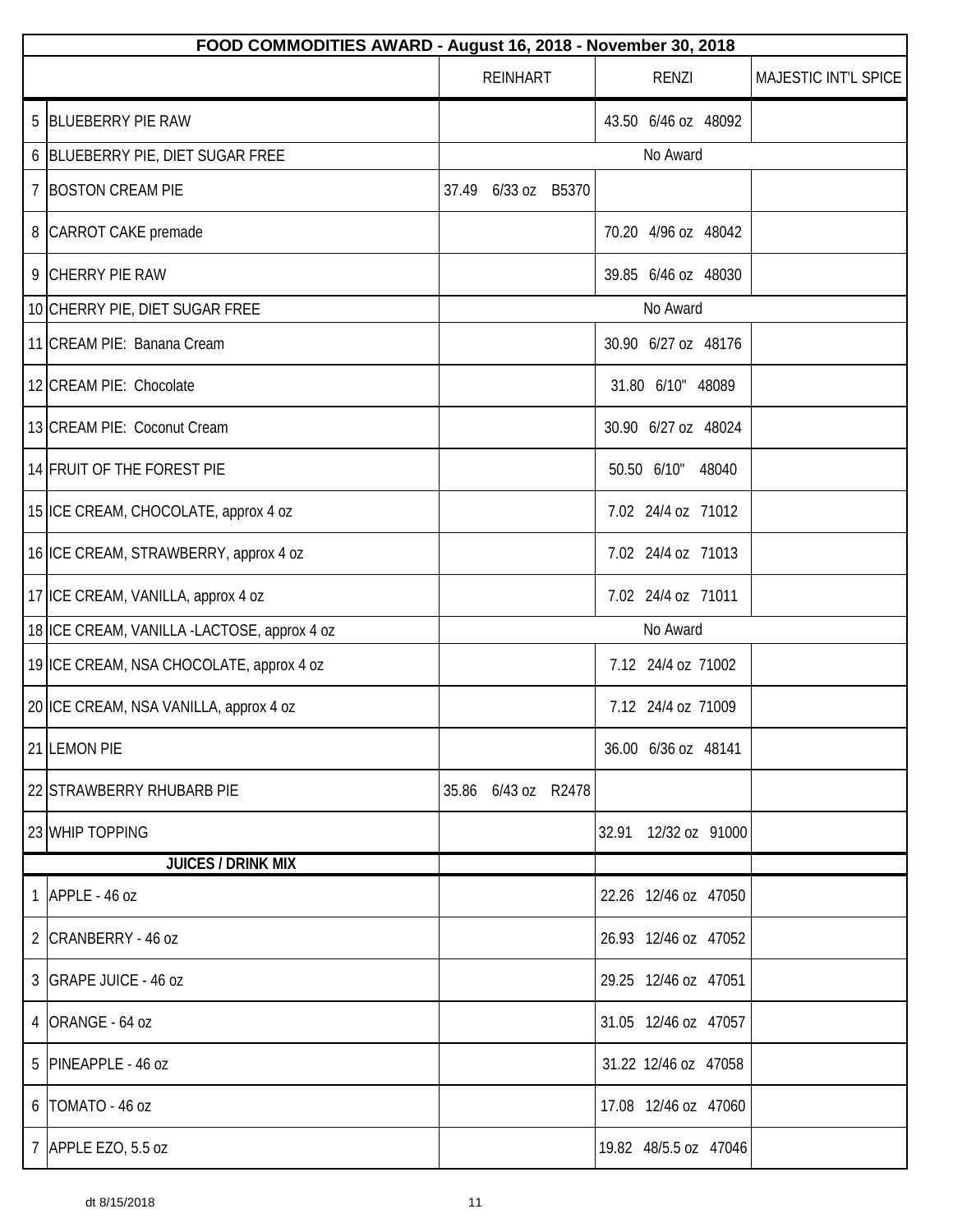| FOOD COMMODITIES AWARD - August 16, 2018 - November 30, 2018 | | | | |
|---|---|---|---|---|
| | | REINHART | RENZI | MAJESTIC INT'L SPICE |
| 5 | BLUEBERRY PIE RAW | | 43.50 6/46 oz 48092 | |
| 6 | BLUEBERRY PIE, DIET SUGAR FREE | | No Award | |
| 7 | BOSTON CREAM PIE | 37.49 6/33 oz B5370 | | |
| 8 | CARROT CAKE premade | | 70.20 4/96 oz 48042 | |
| 9 | CHERRY PIE RAW | | 39.85 6/46 oz 48030 | |
| 10 | CHERRY PIE, DIET SUGAR FREE | | No Award | |
| 11 | CREAM PIE: Banana Cream | | 30.90 6/27 oz 48176 | |
| 12 | CREAM PIE: Chocolate | | 31.80 6/10" 48089 | |
| 13 | CREAM PIE: Coconut Cream | | 30.90 6/27 oz 48024 | |
| 14 | FRUIT OF THE FOREST PIE | | 50.50 6/10" 48040 | |
| 15 | ICE CREAM, CHOCOLATE, approx 4 oz | | 7.02 24/4 oz 71012 | |
| 16 | ICE CREAM, STRAWBERRY, approx 4 oz | | 7.02 24/4 oz 71013 | |
| 17 | ICE CREAM, VANILLA, approx 4 oz | | 7.02 24/4 oz 71011 | |
| 18 | ICE CREAM, VANILLA -LACTOSE, approx 4 oz | | No Award | |
| 19 | ICE CREAM, NSA CHOCOLATE, approx 4 oz | | 7.12 24/4 oz 71002 | |
| 20 | ICE CREAM, NSA VANILLA, approx 4 oz | | 7.12 24/4 oz 71009 | |
| 21 | LEMON PIE | | 36.00 6/36 oz 48141 | |
| 22 | STRAWBERRY RHUBARB PIE | 35.86 6/43 oz R2478 | | |
| 23 | WHIP TOPPING | | 32.91 12/32 oz 91000 | |
| | **JUICES / DRINK MIX** | | | |
| 1 | APPLE - 46 oz | | 22.26 12/46 oz 47050 | |
| 2 | CRANBERRY - 46 oz | | 26.93 12/46 oz 47052 | |
| 3 | GRAPE JUICE - 46 oz | | 29.25 12/46 oz 47051 | |
| 4 | ORANGE - 64 oz | | 31.05 12/46 oz 47057 | |
| 5 | PINEAPPLE - 46 oz | | 31.22 12/46 oz 47058 | |
| 6 | TOMATO - 46 oz | | 17.08 12/46 oz 47060 | |
| 7 | APPLE EZO, 5.5 oz | | 19.82 48/5.5 oz 47046 | |

dt 8/15/2018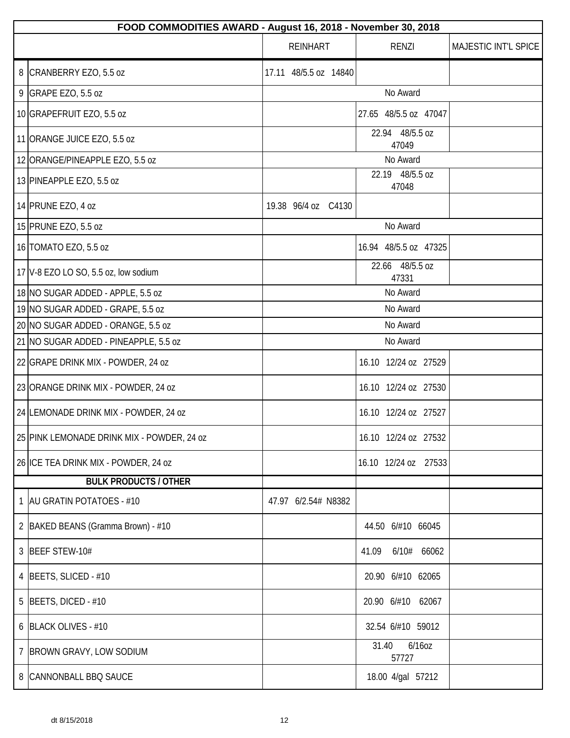| | FOOD COMMODITIES AWARD - August 16, 2018 - November 30, 2018 | | | |
|---|---|---|---|---|
| | | REINHART | RENZI | MAJESTIC INT'L SPICE |
| 8 | CRANBERRY EZO, 5.5 oz | 17.11 48/5.5 oz 14840 | | |
| 9 | GRAPE EZO, 5.5 oz | No Award | | |
| 10 | GRAPEFRUIT EZO, 5.5 oz | | 27.65 48/5.5 oz 47047 | |
| 11 | ORANGE JUICE EZO, 5.5 oz | | 22.94 48/5.5 oz 47049 | |
| 12 | ORANGE/PINEAPPLE EZO, 5.5 oz | No Award | | |
| 13 | PINEAPPLE EZO, 5.5 oz | | 22.19 48/5.5 oz 47048 | |
| 14 | PRUNE EZO, 4 oz | 19.38 96/4 oz C4130 | | |
| 15 | PRUNE EZO, 5.5 oz | No Award | | |
| 16 | TOMATO EZO, 5.5 oz | | 16.94 48/5.5 oz 47325 | |
| 17 | V-8 EZO LO SO, 5.5 oz, low sodium | | 22.66 48/5.5 oz 47331 | |
| 18 | NO SUGAR ADDED - APPLE, 5.5 oz | No Award | | |
| 19 | NO SUGAR ADDED - GRAPE, 5.5 oz | No Award | | |
| 20 | NO SUGAR ADDED - ORANGE, 5.5 oz | No Award | | |
| 21 | NO SUGAR ADDED - PINEAPPLE, 5.5 oz | No Award | | |
| 22 | GRAPE DRINK MIX - POWDER, 24 oz | | 16.10 12/24 oz 27529 | |
| 23 | ORANGE DRINK MIX - POWDER, 24 oz | | 16.10 12/24 oz 27530 | |
| 24 | LEMONADE DRINK MIX - POWDER, 24 oz | | 16.10 12/24 oz 27527 | |
| 25 | PINK LEMONADE DRINK MIX - POWDER, 24 oz | | 16.10 12/24 oz 27532 | |
| 26 | ICE TEA DRINK MIX - POWDER, 24 oz | | 16.10 12/24 oz 27533 | |
| | **BULK PRODUCTS / OTHER** | | | |
| 1 | AU GRATIN POTATOES - #10 | 47.97 6/2.54# N8382 | | |
| 2 | BAKED BEANS (Gramma Brown) - #10 | | 44.50 6/#10 66045 | |
| 3 | BEEF STEW-10# | | 41.09 6/10# 66062 | |
| 4 | BEETS, SLICED - #10 | | 20.90 6/#10 62065 | |
| 5 | BEETS, DICED - #10 | | 20.90 6/#10 62067 | |
| 6 | BLACK OLIVES - #10 | | 32.54 6/#10 59012 | |
| 7 | BROWN GRAVY, LOW SODIUM | | 31.40 6/16oz 57727 | |
| 8 | CANNONBALL BBQ SAUCE | | 18.00 4/gal 57212 | |

dt 8/15/2018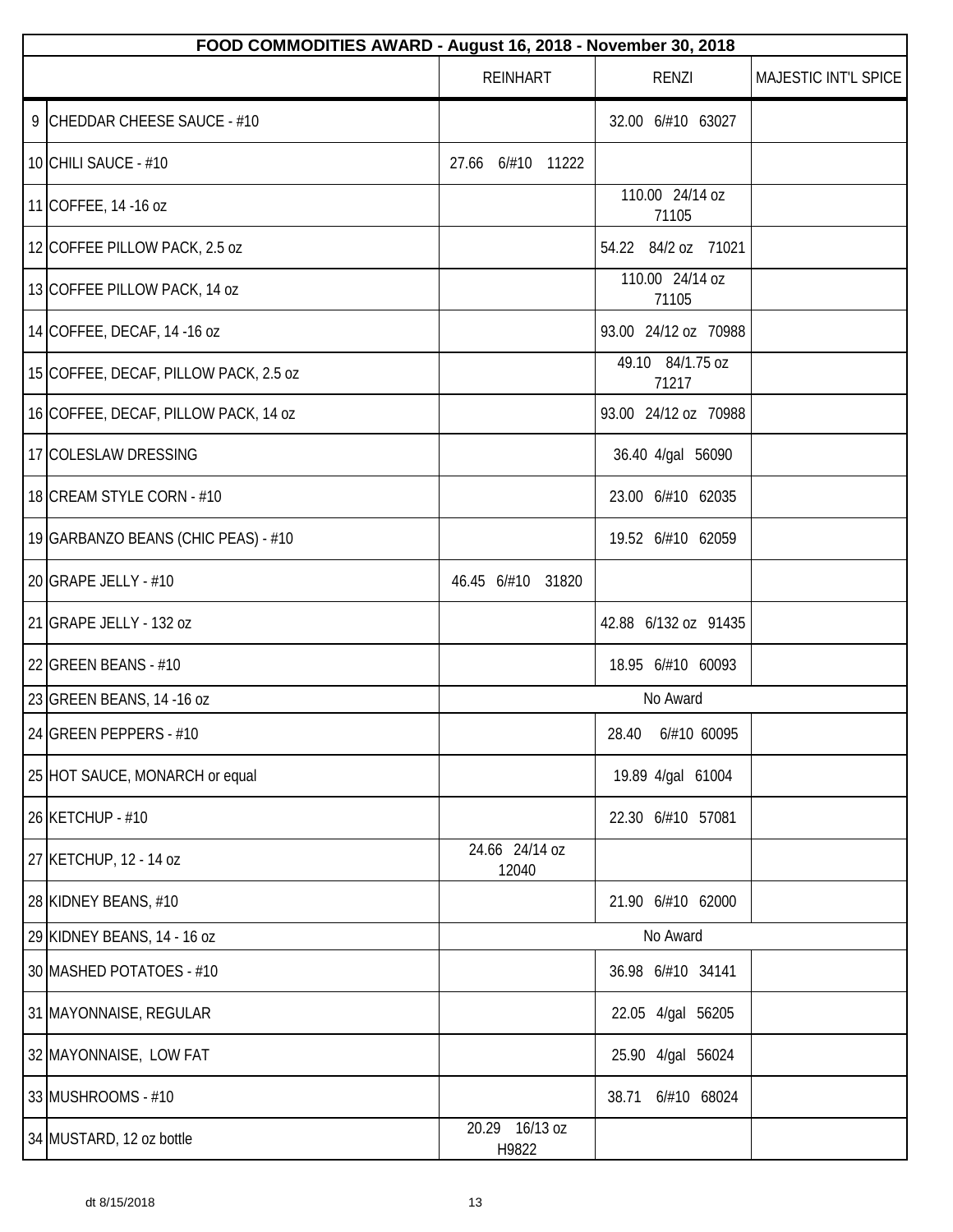| FOOD COMMODITIES AWARD - August 16, 2018 - November 30, 2018 | | | | |
|---|---|---|---|---|
| | | REINHART | RENZI | MAJESTIC INT'L SPICE |
| 9 | CHEDDAR CHEESE SAUCE - #10 | | 32.00 6/#10 63027 | |
| 10 | CHILI SAUCE - #10 | 27.66 6/#10 11222 | | |
| 11 | COFFEE, 14 -16 oz | | 110.00 24/14 oz 71105 | |
| 12 | COFFEE PILLOW PACK, 2.5 oz | | 54.22 84/2 oz 71021 | |
| 13 | COFFEE PILLOW PACK, 14 oz | | 110.00 24/14 oz 71105 | |
| 14 | COFFEE, DECAF, 14 -16 oz | | 93.00 24/12 oz 70988 | |
| 15 | COFFEE, DECAF, PILLOW PACK, 2.5 oz | | 49.10 84/1.75 oz 71217 | |
| 16 | COFFEE, DECAF, PILLOW PACK, 14 oz | | 93.00 24/12 oz 70988 | |
| 17 | COLESLAW DRESSING | | 36.40 4/gal 56090 | |
| 18 | CREAM STYLE CORN - #10 | | 23.00 6/#10 62035 | |
| 19 | GARBANZO BEANS (CHIC PEAS) - #10 | | 19.52 6/#10 62059 | |
| 20 | GRAPE JELLY - #10 | 46.45 6/#10 31820 | | |
| 21 | GRAPE JELLY - 132 oz | | 42.88 6/132 oz 91435 | |
| 22 | GREEN BEANS - #10 | | 18.95 6/#10 60093 | |
| 23 | GREEN BEANS, 14 -16 oz | No Award | | |
| 24 | GREEN PEPPERS - #10 | | 28.40 6/#10 60095 | |
| 25 | HOT SAUCE, MONARCH or equal | | 19.89 4/gal 61004 | |
| 26 | KETCHUP - #10 | | 22.30 6/#10 57081 | |
| 27 | KETCHUP, 12 - 14 oz | 24.66 24/14 oz 12040 | | |
| 28 | KIDNEY BEANS, #10 | | 21.90 6/#10 62000 | |
| 29 | KIDNEY BEANS, 14 - 16 oz | No Award | | |
| 30 | MASHED POTATOES - #10 | | 36.98 6/#10 34141 | |
| 31 | MAYONNAISE, REGULAR | | 22.05 4/gal 56205 | |
| 32 | MAYONNAISE, LOW FAT | | 25.90 4/gal 56024 | |
| 33 | MUSHROOMS - #10 | | 38.71 6/#10 68024 | |
| 34 | MUSTARD, 12 oz bottle | 20.29 16/13 oz H9822 | | |

dt 8/15/2018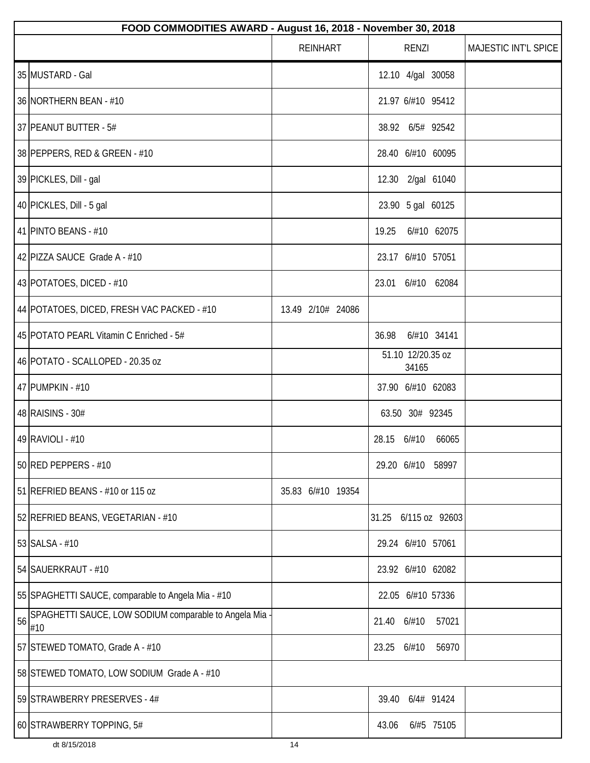| FOOD COMMODITIES AWARD - August 16, 2018 - November 30, 2018 | | | | |
|---|---|---|---|---|
| | | REINHART | RENZI | MAJESTIC INT'L SPICE |
| 35 | MUSTARD - Gal | | 12.10 4/gal 30058 | |
| 36 | NORTHERN BEAN - #10 | | 21.97 6/#10 95412 | |
| 37 | PEANUT BUTTER - 5# | | 38.92 6/5# 92542 | |
| 38 | PEPPERS, RED & GREEN - #10 | | 28.40 6/#10 60095 | |
| 39 | PICKLES, Dill - gal | | 12.30 2/gal 61040 | |
| 40 | PICKLES, Dill - 5 gal | | 23.90 5 gal 60125 | |
| 41 | PINTO BEANS - #10 | | 19.25 6/#10 62075 | |
| 42 | PIZZA SAUCE Grade A - #10 | | 23.17 6/#10 57051 | |
| 43 | POTATOES, DICED - #10 | | 23.01 6/#10 62084 | |
| 44 | POTATOES, DICED, FRESH VAC PACKED - #10 | 13.49 2/10# 24086 | | |
| 45 | POTATO PEARL Vitamin C Enriched - 5# | | 36.98 6/#10 34141 | |
| 46 | POTATO - SCALLOPED - 20.35 oz | | 51.10 12/20.35 oz 34165 | |
| 47 | PUMPKIN - #10 | | 37.90 6/#10 62083 | |
| 48 | RAISINS - 30# | | 63.50 30# 92345 | |
| 49 | RAVIOLI - #10 | | 28.15 6/#10 66065 | |
| 50 | RED PEPPERS - #10 | | 29.20 6/#10 58997 | |
| 51 | REFRIED BEANS - #10 or 115 oz | 35.83 6/#10 19354 | | |
| 52 | REFRIED BEANS, VEGETARIAN - #10 | | 31.25 6/115 oz 92603 | |
| 53 | SALSA - #10 | | 29.24 6/#10 57061 | |
| 54 | SAUERKRAUT - #10 | | 23.92 6/#10 62082 | |
| 55 | SPAGHETTI SAUCE, comparable to Angela Mia - #10 | | 22.05 6/#10 57336 | |
| 56 | SPAGHETTI SAUCE, LOW SODIUM comparable to Angela Mia - #10 | | 21.40 6/#10 57021 | |
| 57 | STEWED TOMATO, Grade A - #10 | | 23.25 6/#10 56970 | |
| 58 | STEWED TOMATO, LOW SODIUM Grade A - #10 | | | |
| 59 | STRAWBERRY PRESERVES - 4# | | 39.40 6/4# 91424 | |
| 60 | STRAWBERRY TOPPING, 5# | | 43.06 6/#5 75105 | |

dt 8/15/2018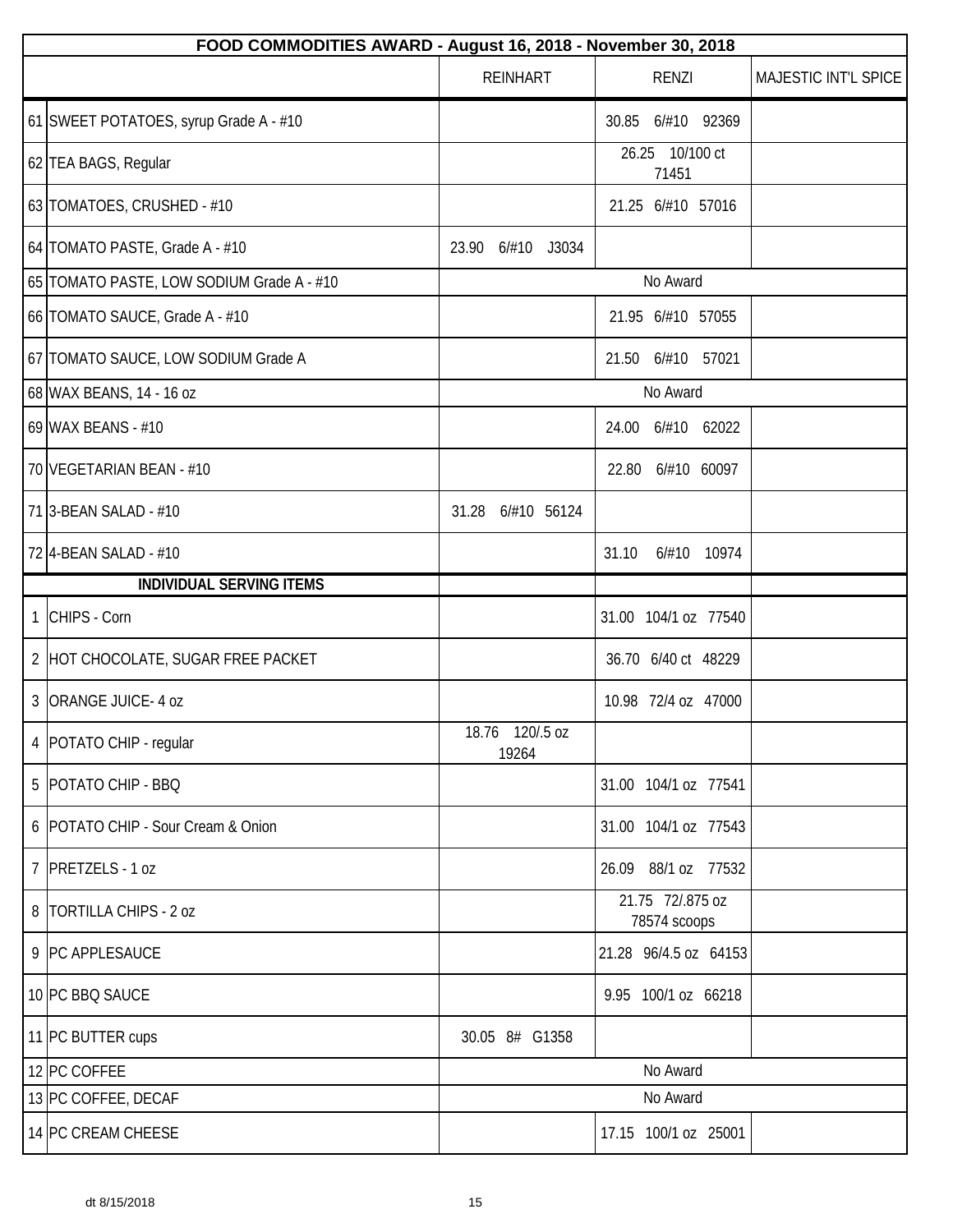| | FOOD COMMODITIES AWARD - August 16, 2018 - November 30, 2018 | | | |
|---|---|---|---|---|
| | | REINHART | RENZI | MAJESTIC INT'L SPICE |
| 61 | SWEET POTATOES, syrup Grade A - #10 | | 30.85 6/#10 92369 | |
| 62 | TEA BAGS, Regular | | 26.25 10/100 ct 71451 | |
| 63 | TOMATOES, CRUSHED - #10 | | 21.25 6/#10 57016 | |
| 64 | TOMATO PASTE, Grade A - #10 | 23.90 6/#10 J3034 | | |
| 65 | TOMATO PASTE, LOW SODIUM Grade A - #10 | | No Award | |
| 66 | TOMATO SAUCE, Grade A - #10 | | 21.95 6/#10 57055 | |
| 67 | TOMATO SAUCE, LOW SODIUM Grade A | | 21.50 6/#10 57021 | |
| 68 | WAX BEANS, 14 - 16 oz | | No Award | |
| 69 | WAX BEANS - #10 | | 24.00 6/#10 62022 | |
| 70 | VEGETARIAN BEAN - #10 | | 22.80 6/#10 60097 | |
| 71 | 3-BEAN SALAD - #10 | 31.28 6/#10 56124 | | |
| 72 | 4-BEAN SALAD - #10 | | 31.10 6/#10 10974 | |
| | **INDIVIDUAL SERVING ITEMS** | | | |
| 1 | CHIPS - Corn | | 31.00 104/1 oz 77540 | |
| 2 | HOT CHOCOLATE, SUGAR FREE PACKET | | 36.70 6/40 ct 48229 | |
| 3 | ORANGE JUICE- 4 oz | | 10.98 72/4 oz 47000 | |
| 4 | POTATO CHIP - regular | 18.76 120/.5 oz 19264 | | |
| 5 | POTATO CHIP - BBQ | | 31.00 104/1 oz 77541 | |
| 6 | POTATO CHIP - Sour Cream & Onion | | 31.00 104/1 oz 77543 | |
| 7 | PRETZELS - 1 oz | | 26.09 88/1 oz 77532 | |
| 8 | TORTILLA CHIPS - 2 oz | | 21.75 72/.875 oz 78574 scoops | |
| 9 | PC APPLESAUCE | | 21.28 96/4.5 oz 64153 | |
| 10 | PC BBQ SAUCE | | 9.95 100/1 oz 66218 | |
| 11 | PC BUTTER cups | 30.05 8# G1358 | | |
| 12 | PC COFFEE | | No Award | |
| 13 | PC COFFEE, DECAF | | No Award | |
| 14 | PC CREAM CHEESE | | 17.15 100/1 oz 25001 | |

dt 8/15/2018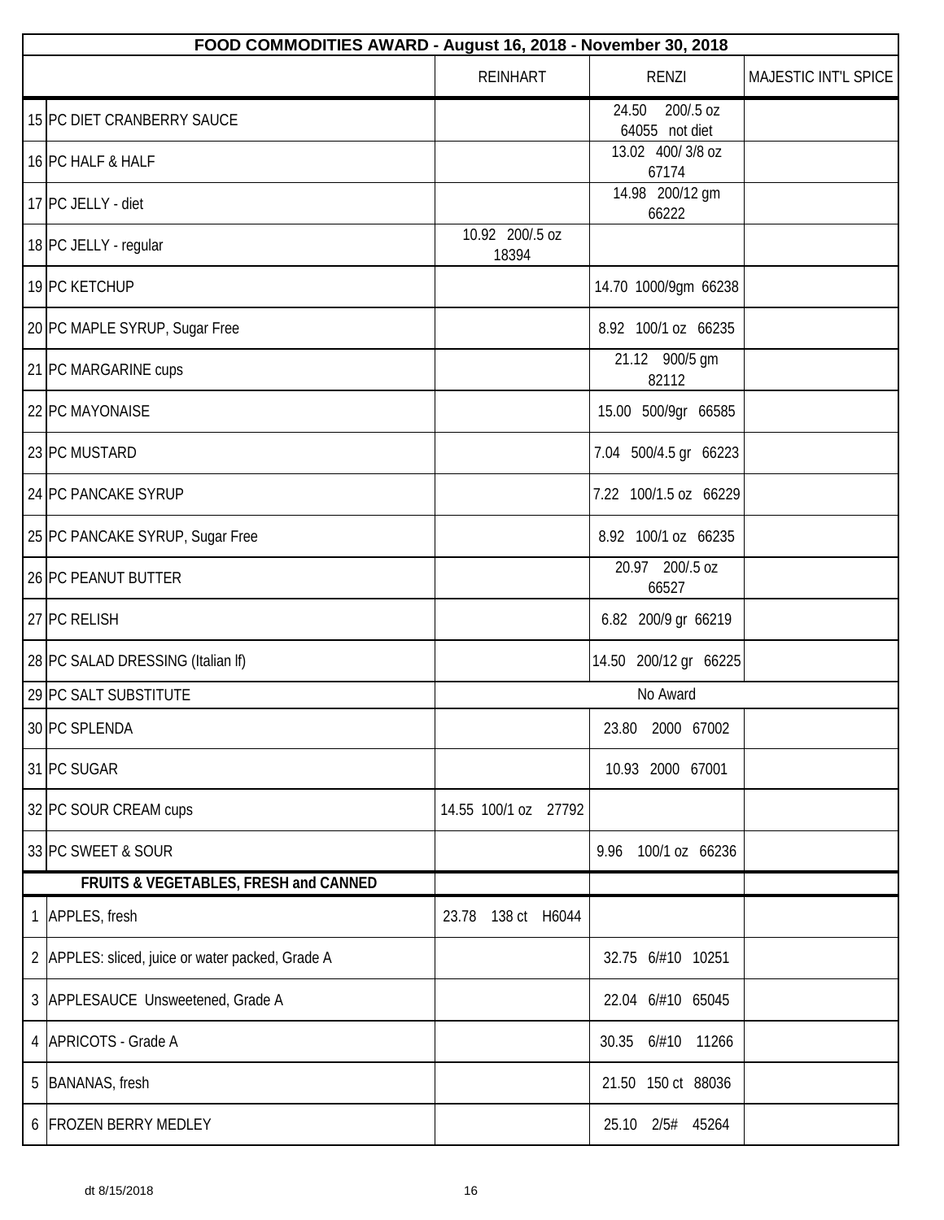| FOOD COMMODITIES AWARD - August 16, 2018 - November 30, 2018 | | | | |
|---|---|---|---|---|
| | | REINHART | RENZI | MAJESTIC INT'L SPICE |
| 15 | PC DIET CRANBERRY SAUCE | | 24.50 200/.5 oz 64055 not diet | |
| 16 | PC HALF & HALF | | 13.02 400/ 3/8 oz 67174 | |
| 17 | PC JELLY - diet | | 14.98 200/12 gm 66222 | |
| 18 | PC JELLY - regular | 10.92 200/.5 oz 18394 | | |
| 19 | PC KETCHUP | | 14.70 1000/9gm 66238 | |
| 20 | PC MAPLE SYRUP, Sugar Free | | 8.92 100/1 oz 66235 | |
| 21 | PC MARGARINE cups | | 21.12 900/5 gm 82112 | |
| 22 | PC MAYONAISE | | 15.00 500/9gr 66585 | |
| 23 | PC MUSTARD | | 7.04 500/4.5 gr 66223 | |
| 24 | PC PANCAKE SYRUP | | 7.22 100/1.5 oz 66229 | |
| 25 | PC PANCAKE SYRUP, Sugar Free | | 8.92 100/1 oz 66235 | |
| 26 | PC PEANUT BUTTER | | 20.97 200/.5 oz 66527 | |
| 27 | PC RELISH | | 6.82 200/9 gr 66219 | |
| 28 | PC SALAD DRESSING (Italian lf) | | 14.50 200/12 gr 66225 | |
| 29 | PC SALT SUBSTITUTE | No Award | | |
| 30 | PC SPLENDA | | 23.80 2000 67002 | |
| 31 | PC SUGAR | | 10.93 2000 67001 | |
| 32 | PC SOUR CREAM cups | 14.55 100/1 oz 27792 | | |
| 33 | PC SWEET & SOUR | | 9.96 100/1 oz 66236 | |
| | **FRUITS & VEGETABLES, FRESH and CANNED** | | | |
| 1 | APPLES, fresh | 23.78 138 ct H6044 | | |
| 2 | APPLES: sliced, juice or water packed, Grade A | | 32.75 6/#10 10251 | |
| 3 | APPLESAUCE Unsweetened, Grade A | | 22.04 6/#10 65045 | |
| 4 | APRICOTS - Grade A | | 30.35 6/#10 11266 | |
| 5 | BANANAS, fresh | | 21.50 150 ct 88036 | |
| 6 | FROZEN BERRY MEDLEY | | 25.10 2/5# 45264 | |

dt 8/15/2018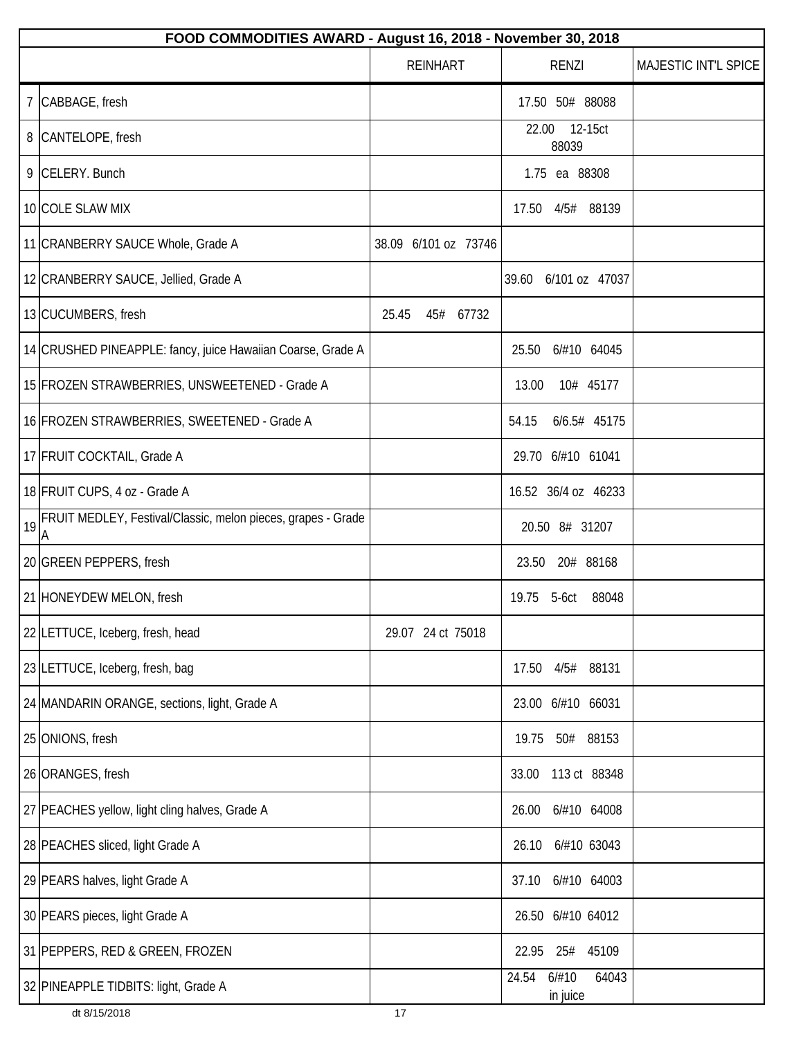| FOOD COMMODITIES AWARD - August 16, 2018 - November 30, 2018 | | | | |
|---|---|---|---|---|
| | | REINHART | RENZI | MAJESTIC INT'L SPICE |
| 7 | CABBAGE, fresh | | 17.50 50# 88088 | |
| 8 | CANTELOPE, fresh | | 22.00 12-15ct 88039 | |
| 9 | CELERY. Bunch | | 1.75 ea 88308 | |
| 10 | COLE SLAW MIX | | 17.50 4/5# 88139 | |
| 11 | CRANBERRY SAUCE Whole, Grade A | 38.09 6/101 oz 73746 | | |
| 12 | CRANBERRY SAUCE, Jellied, Grade A | | 39.60 6/101 oz 47037 | |
| 13 | CUCUMBERS, fresh | 25.45 45# 67732 | | |
| 14 | CRUSHED PINEAPPLE: fancy, juice Hawaiian Coarse, Grade A | | 25.50 6/#10 64045 | |
| 15 | FROZEN STRAWBERRIES, UNSWEETENED - Grade A | | 13.00 10# 45177 | |
| 16 | FROZEN STRAWBERRIES, SWEETENED - Grade A | | 54.15 6/6.5# 45175 | |
| 17 | FRUIT COCKTAIL, Grade A | | 29.70 6/#10 61041 | |
| 18 | FRUIT CUPS, 4 oz - Grade A | | 16.52 36/4 oz 46233 | |
| 19 | FRUIT MEDLEY, Festival/Classic, melon pieces, grapes - Grade A | | 20.50 8# 31207 | |
| 20 | GREEN PEPPERS, fresh | | 23.50 20# 88168 | |
| 21 | HONEYDEW MELON, fresh | | 19.75 5-6ct 88048 | |
| 22 | LETTUCE, Iceberg, fresh, head | 29.07 24 ct 75018 | | |
| 23 | LETTUCE, Iceberg, fresh, bag | | 17.50 4/5# 88131 | |
| 24 | MANDARIN ORANGE, sections, light, Grade A | | 23.00 6/#10 66031 | |
| 25 | ONIONS, fresh | | 19.75 50# 88153 | |
| 26 | ORANGES, fresh | | 33.00 113 ct 88348 | |
| 27 | PEACHES yellow, light cling halves, Grade A | | 26.00 6/#10 64008 | |
| 28 | PEACHES sliced, light Grade A | | 26.10 6/#10 63043 | |
| 29 | PEARS halves, light Grade A | | 37.10 6/#10 64003 | |
| 30 | PEARS pieces, light Grade A | | 26.50 6/#10 64012 | |
| 31 | PEPPERS, RED & GREEN, FROZEN | | 22.95 25# 45109 | |
| 32 | PINEAPPLE TIDBITS: light, Grade A | | 24.54 6/#10 64043 in juice | |

dt 8/15/2018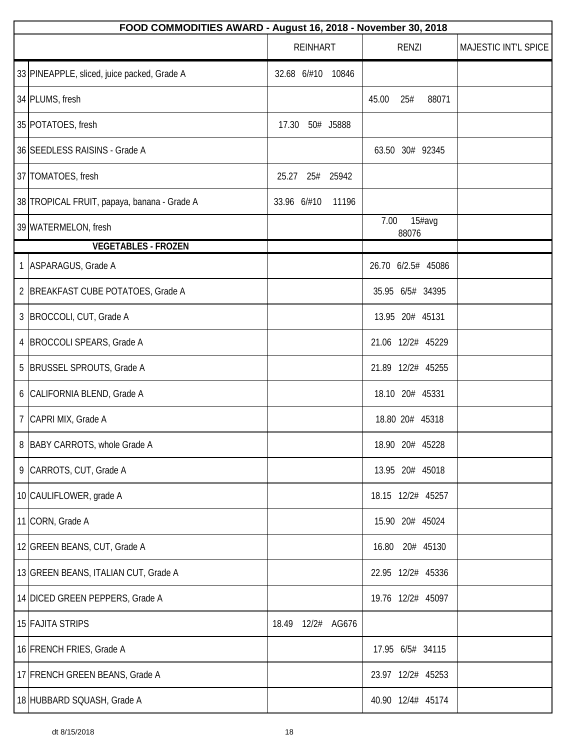| | FOOD COMMODITIES AWARD - August 16, 2018 - November 30, 2018 | | | |
|---|---|---|---|---|
| | | REINHART | RENZI | MAJESTIC INT'L SPICE |
| 33 | PINEAPPLE, sliced, juice packed, Grade A | 32.68 6/#10 10846 | | |
| 34 | PLUMS, fresh | | 45.00 25# 88071 | |
| 35 | POTATOES, fresh | 17.30 50# J5888 | | |
| 36 | SEEDLESS RAISINS - Grade A | | 63.50 30# 92345 | |
| 37 | TOMATOES, fresh | 25.27 25# 25942 | | |
| 38 | TROPICAL FRUIT, papaya, banana - Grade A | 33.96 6/#10 11196 | | |
| 39 | WATERMELON, fresh | | 7.00 15#avg 88076 | |
| | **VEGETABLES - FROZEN** | | | |
| 1 | ASPARAGUS, Grade A | | 26.70 6/2.5# 45086 | |
| 2 | BREAKFAST CUBE POTATOES, Grade A | | 35.95 6/5# 34395 | |
| 3 | BROCCOLI, CUT, Grade A | | 13.95 20# 45131 | |
| 4 | BROCCOLI SPEARS, Grade A | | 21.06 12/2# 45229 | |
| 5 | BRUSSEL SPROUTS, Grade A | | 21.89 12/2# 45255 | |
| 6 | CALIFORNIA BLEND, Grade A | | 18.10 20# 45331 | |
| 7 | CAPRI MIX, Grade A | | 18.80 20# 45318 | |
| 8 | BABY CARROTS, whole Grade A | | 18.90 20# 45228 | |
| 9 | CARROTS, CUT, Grade A | | 13.95 20# 45018 | |
| 10 | CAULIFLOWER, grade A | | 18.15 12/2# 45257 | |
| 11 | CORN, Grade A | | 15.90 20# 45024 | |
| 12 | GREEN BEANS, CUT, Grade A | | 16.80 20# 45130 | |
| 13 | GREEN BEANS, ITALIAN CUT, Grade A | | 22.95 12/2# 45336 | |
| 14 | DICED GREEN PEPPERS, Grade A | | 19.76 12/2# 45097 | |
| 15 | FAJITA STRIPS | 18.49 12/2# AG676 | | |
| 16 | FRENCH FRIES, Grade A | | 17.95 6/5# 34115 | |
| 17 | FRENCH GREEN BEANS, Grade A | | 23.97 12/2# 45253 | |
| 18 | HUBBARD SQUASH, Grade A | | 40.90 12/4# 45174 | |

dt 8/15/2018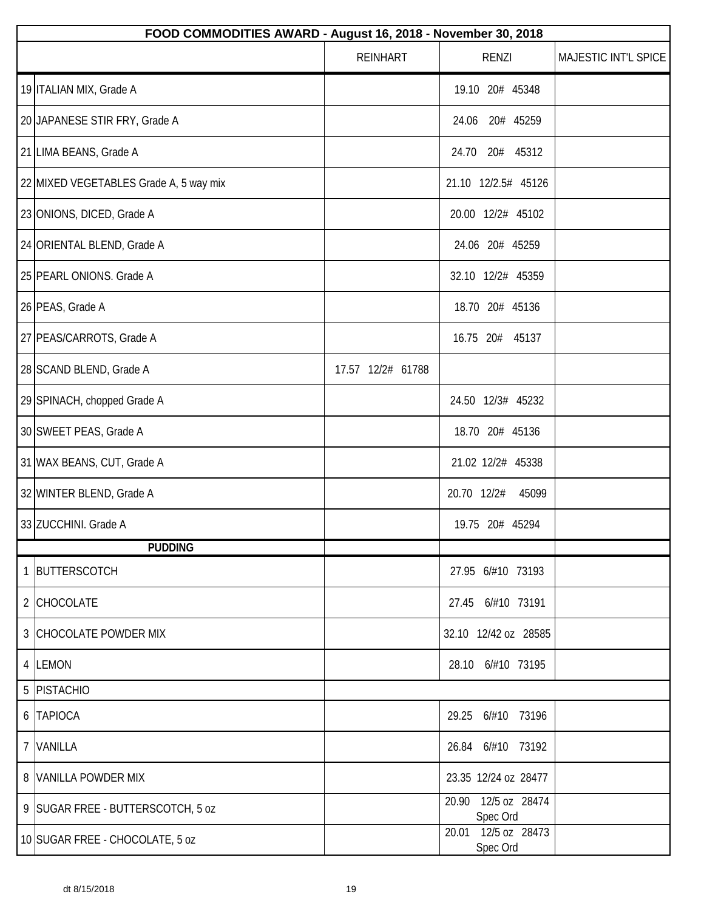| | FOOD COMMODITIES AWARD - August 16, 2018 - November 30, 2018 | | | |
|---|---|---|---|---|
| | | REINHART | RENZI | MAJESTIC INT'L SPICE |
| 19 | ITALIAN MIX, Grade A | | 19.10 20# 45348 | |
| 20 | JAPANESE STIR FRY, Grade A | | 24.06 20# 45259 | |
| 21 | LIMA BEANS, Grade A | | 24.70 20# 45312 | |
| 22 | MIXED VEGETABLES Grade A, 5 way mix | | 21.10 12/2.5# 45126 | |
| 23 | ONIONS, DICED, Grade A | | 20.00 12/2# 45102 | |
| 24 | ORIENTAL BLEND, Grade A | | 24.06 20# 45259 | |
| 25 | PEARL ONIONS. Grade A | | 32.10 12/2# 45359 | |
| 26 | PEAS, Grade A | | 18.70 20# 45136 | |
| 27 | PEAS/CARROTS, Grade A | | 16.75 20# 45137 | |
| 28 | SCAND BLEND, Grade A | 17.57 12/2# 61788 | | |
| 29 | SPINACH, chopped Grade A | | 24.50 12/3# 45232 | |
| 30 | SWEET PEAS, Grade A | | 18.70 20# 45136 | |
| 31 | WAX BEANS, CUT, Grade A | | 21.02 12/2# 45338 | |
| 32 | WINTER BLEND, Grade A | | 20.70 12/2# 45099 | |
| 33 | ZUCCHINI. Grade A | | 19.75 20# 45294 | |
| | **PUDDING** | | | |
| 1 | BUTTERSCOTCH | | 27.95 6/#10 73193 | |
| 2 | CHOCOLATE | | 27.45 6/#10 73191 | |
| 3 | CHOCOLATE POWDER MIX | | 32.10 12/42 oz 28585 | |
| 4 | LEMON | | 28.10 6/#10 73195 | |
| 5 | PISTACHIO | | | |
| 6 | TAPIOCA | | 29.25 6/#10 73196 | |
| 7 | VANILLA | | 26.84 6/#10 73192 | |
| 8 | VANILLA POWDER MIX | | 23.35 12/24 oz 28477 | |
| 9 | SUGAR FREE - BUTTERSCOTCH, 5 oz | | 20.90 12/5 oz 28474 Spec Ord | |
| 10 | SUGAR FREE - CHOCOLATE, 5 oz | | 20.01 12/5 oz 28473 Spec Ord | |

dt 8/15/2018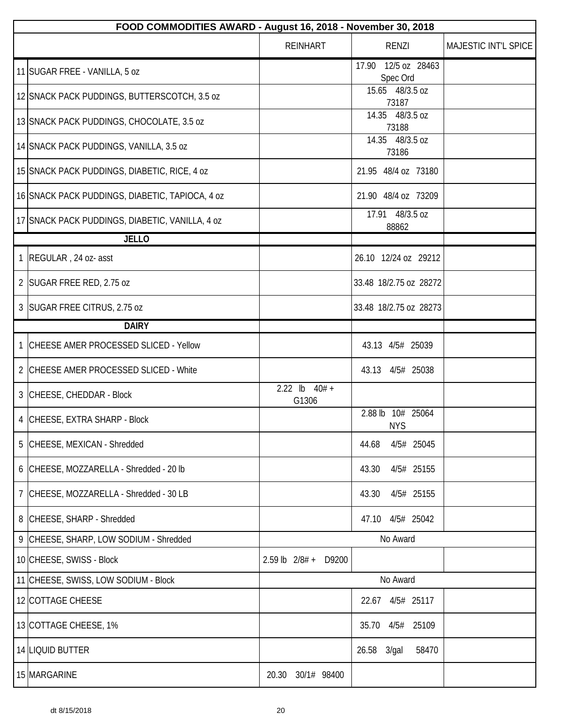| FOOD COMMODITIES AWARD - August 16, 2018 - November 30, 2018 | | | | |
|---|---|---|---|---|
| | | REINHART | RENZI | MAJESTIC INT'L SPICE |
| 11 | SUGAR FREE - VANILLA, 5 oz | | 17.90 12/5 oz 28463 Spec Ord | |
| 12 | SNACK PACK PUDDINGS, BUTTERSCOTCH, 3.5 oz | | 15.65 48/3.5 oz 73187 | |
| 13 | SNACK PACK PUDDINGS, CHOCOLATE, 3.5 oz | | 14.35 48/3.5 oz 73188 | |
| 14 | SNACK PACK PUDDINGS, VANILLA, 3.5 oz | | 14.35 48/3.5 oz 73186 | |
| 15 | SNACK PACK PUDDINGS, DIABETIC, RICE, 4 oz | | 21.95 48/4 oz 73180 | |
| 16 | SNACK PACK PUDDINGS, DIABETIC, TAPIOCA, 4 oz | | 21.90 48/4 oz 73209 | |
| 17 | SNACK PACK PUDDINGS, DIABETIC, VANILLA, 4 oz | | 17.91 48/3.5 oz 88862 | |
| | **JELLO** | | | |
| 1 | REGULAR , 24 oz- asst | | 26.10 12/24 oz 29212 | |
| 2 | SUGAR FREE RED, 2.75 oz | | 33.48 18/2.75 oz 28272 | |
| 3 | SUGAR FREE CITRUS, 2.75 oz | | 33.48 18/2.75 oz 28273 | |
| | **DAIRY** | | | |
| 1 | CHEESE AMER PROCESSED SLICED - Yellow | | 43.13 4/5# 25039 | |
| 2 | CHEESE AMER PROCESSED SLICED - White | | 43.13 4/5# 25038 | |
| 3 | CHEESE, CHEDDAR - Block | 2.22 lb 40# + G1306 | | |
| 4 | CHEESE, EXTRA SHARP - Block | | 2.88 lb 10# 25064 NYS | |
| 5 | CHEESE, MEXICAN - Shredded | | 44.68 4/5# 25045 | |
| 6 | CHEESE, MOZZARELLA - Shredded - 20 lb | | 43.30 4/5# 25155 | |
| 7 | CHEESE, MOZZARELLA - Shredded - 30 LB | | 43.30 4/5# 25155 | |
| 8 | CHEESE, SHARP - Shredded | | 47.10 4/5# 25042 | |
| 9 | CHEESE, SHARP, LOW SODIUM - Shredded | No Award | | |
| 10 | CHEESE, SWISS - Block | 2.59 lb 2/8# + D9200 | | |
| 11 | CHEESE, SWISS, LOW SODIUM - Block | No Award | | |
| 12 | COTTAGE CHEESE | | 22.67 4/5# 25117 | |
| 13 | COTTAGE CHEESE, 1% | | 35.70 4/5# 25109 | |
| 14 | LIQUID BUTTER | | 26.58 3/gal 58470 | |
| 15 | MARGARINE | 20.30 30/1# 98400 | | |

dt 8/15/2018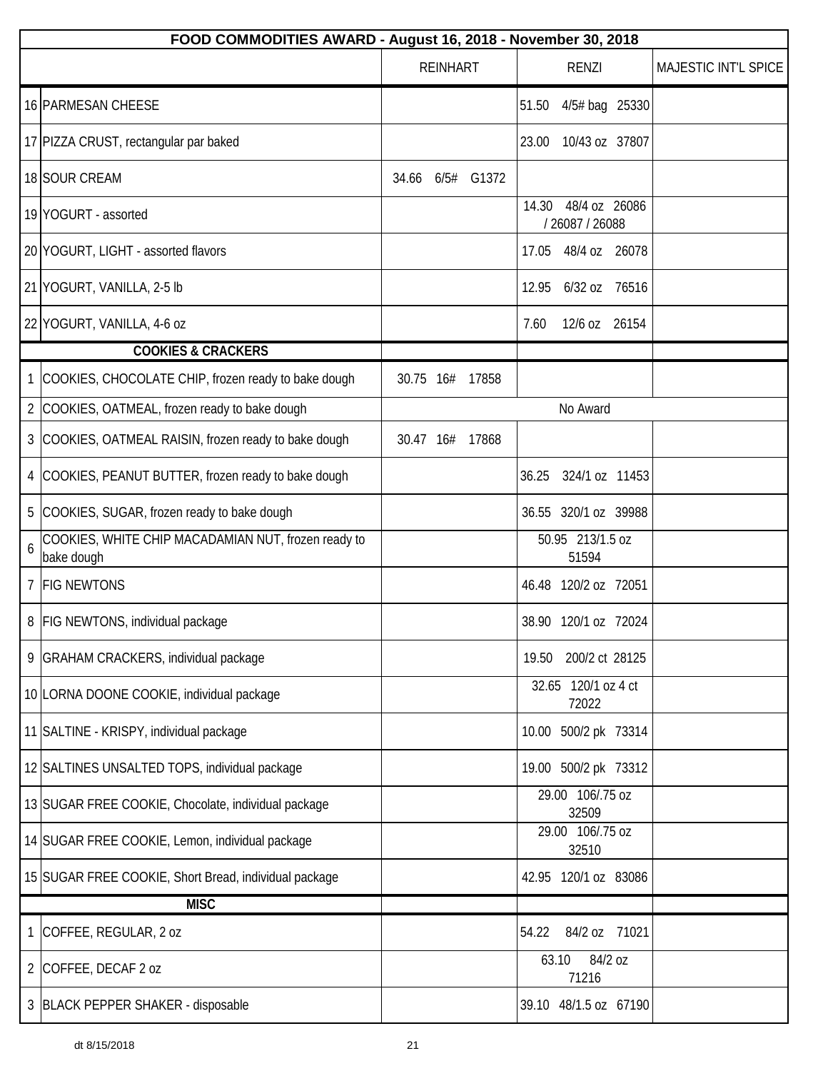| FOOD COMMODITIES AWARD - August 16, 2018 - November 30, 2018 | | | | |
|---|---|---|---|---|
| | | REINHART | RENZI | MAJESTIC INT'L SPICE |
| 16 | PARMESAN CHEESE | | 51.50 4/5# bag 25330 | |
| 17 | PIZZA CRUST, rectangular par baked | | 23.00 10/43 oz 37807 | |
| 18 | SOUR CREAM | 34.66 6/5# G1372 | | |
| 19 | YOGURT - assorted | | 14.30 48/4 oz 26086 / 26087 / 26088 | |
| 20 | YOGURT, LIGHT - assorted flavors | | 17.05 48/4 oz 26078 | |
| 21 | YOGURT, VANILLA, 2-5 lb | | 12.95 6/32 oz 76516 | |
| 22 | YOGURT, VANILLA, 4-6 oz | | 7.60 12/6 oz 26154 | |
| | **COOKIES & CRACKERS** | | | |
| 1 | COOKIES, CHOCOLATE CHIP, frozen ready to bake dough | 30.75 16# 17858 | | |
| 2 | COOKIES, OATMEAL, frozen ready to bake dough | No Award | | |
| 3 | COOKIES, OATMEAL RAISIN, frozen ready to bake dough | 30.47 16# 17868 | | |
| 4 | COOKIES, PEANUT BUTTER, frozen ready to bake dough | | 36.25 324/1 oz 11453 | |
| 5 | COOKIES, SUGAR, frozen ready to bake dough | | 36.55 320/1 oz 39988 | |
| 6 | COOKIES, WHITE CHIP MACADAMIAN NUT, frozen ready to bake dough | | 50.95 213/1.5 oz 51594 | |
| 7 | FIG NEWTONS | | 46.48 120/2 oz 72051 | |
| 8 | FIG NEWTONS, individual package | | 38.90 120/1 oz 72024 | |
| 9 | GRAHAM CRACKERS, individual package | | 19.50 200/2 ct 28125 | |
| 10 | LORNA DOONE COOKIE, individual package | | 32.65 120/1 oz 4 ct 72022 | |
| 11 | SALTINE - KRISPY, individual package | | 10.00 500/2 pk 73314 | |
| 12 | SALTINES UNSALTED TOPS, individual package | | 19.00 500/2 pk 73312 | |
| 13 | SUGAR FREE COOKIE, Chocolate, individual package | | 29.00 106/.75 oz 32509 | |
| 14 | SUGAR FREE COOKIE, Lemon, individual package | | 29.00 106/.75 oz 32510 | |
| 15 | SUGAR FREE COOKIE, Short Bread, individual package | | 42.95 120/1 oz 83086 | |
| | **MISC** | | | |
| 1 | COFFEE, REGULAR, 2 oz | | 54.22 84/2 oz 71021 | |
| 2 | COFFEE, DECAF 2 oz | | 63.10 84/2 oz 71216 | |
| 3 | BLACK PEPPER SHAKER - disposable | | 39.10 48/1.5 oz 67190 | |

dt 8/15/2018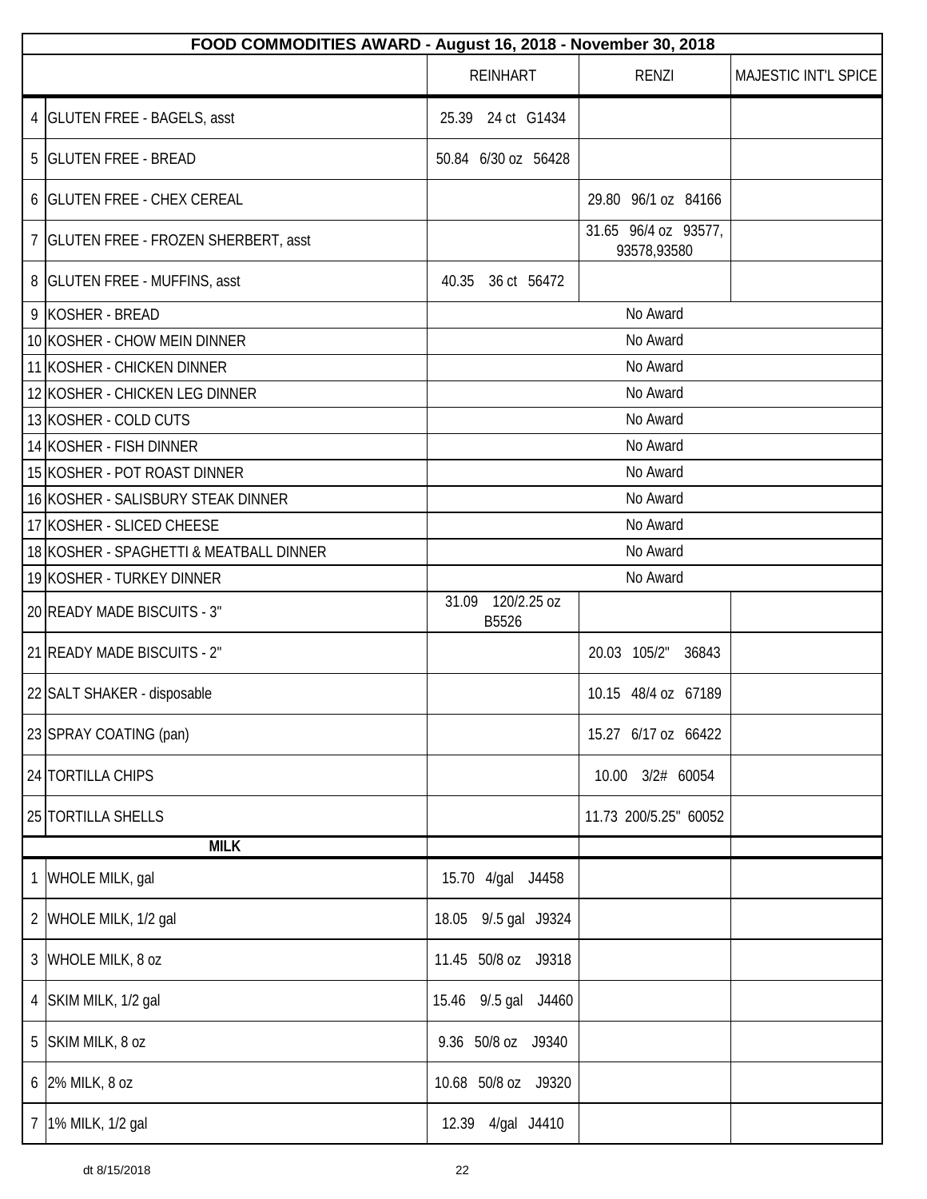| FOOD COMMODITIES AWARD - August 16, 2018 - November 30, 2018 | | | | |
|---|---|---|---|---|
| | | REINHART | RENZI | MAJESTIC INT'L SPICE |
| 4 | GLUTEN FREE - BAGELS, asst | 25.39 24 ct G1434 | | |
| 5 | GLUTEN FREE - BREAD | 50.84 6/30 oz 56428 | | |
| 6 | GLUTEN FREE - CHEX CEREAL | | 29.80 96/1 oz 84166 | |
| 7 | GLUTEN FREE - FROZEN SHERBERT, asst | | 31.65 96/4 oz 93577, 93578,93580 | |
| 8 | GLUTEN FREE - MUFFINS, asst | 40.35 36 ct 56472 | | |
| 9 | KOSHER - BREAD | No Award | | |
| 10 | KOSHER - CHOW MEIN DINNER | No Award | | |
| 11 | KOSHER - CHICKEN DINNER | No Award | | |
| 12 | KOSHER - CHICKEN LEG DINNER | No Award | | |
| 13 | KOSHER - COLD CUTS | No Award | | |
| 14 | KOSHER - FISH DINNER | No Award | | |
| 15 | KOSHER - POT ROAST DINNER | No Award | | |
| 16 | KOSHER - SALISBURY STEAK DINNER | No Award | | |
| 17 | KOSHER - SLICED CHEESE | No Award | | |
| 18 | KOSHER - SPAGHETTI & MEATBALL DINNER | No Award | | |
| 19 | KOSHER - TURKEY DINNER | No Award | | |
| 20 | READY MADE BISCUITS - 3" | 31.09 120/2.25 oz B5526 | | |
| 21 | READY MADE BISCUITS - 2" | | 20.03 105/2" 36843 | |
| 22 | SALT SHAKER - disposable | | 10.15 48/4 oz 67189 | |
| 23 | SPRAY COATING (pan) | | 15.27 6/17 oz 66422 | |
| 24 | TORTILLA CHIPS | | 10.00 3/2# 60054 | |
| 25 | TORTILLA SHELLS | | 11.73 200/5.25" 60052 | |
| | **MILK** | | | |
| 1 | WHOLE MILK, gal | 15.70 4/gal J4458 | | |
| 2 | WHOLE MILK, 1/2 gal | 18.05 9/.5 gal J9324 | | |
| 3 | WHOLE MILK, 8 oz | 11.45 50/8 oz J9318 | | |
| 4 | SKIM MILK, 1/2 gal | 15.46 9/.5 gal J4460 | | |
| 5 | SKIM MILK, 8 oz | 9.36 50/8 oz J9340 | | |
| 6 | 2% MILK, 8 oz | 10.68 50/8 oz J9320 | | |
| 7 | 1% MILK, 1/2 gal | 12.39 4/gal J4410 | | |

dt 8/15/2018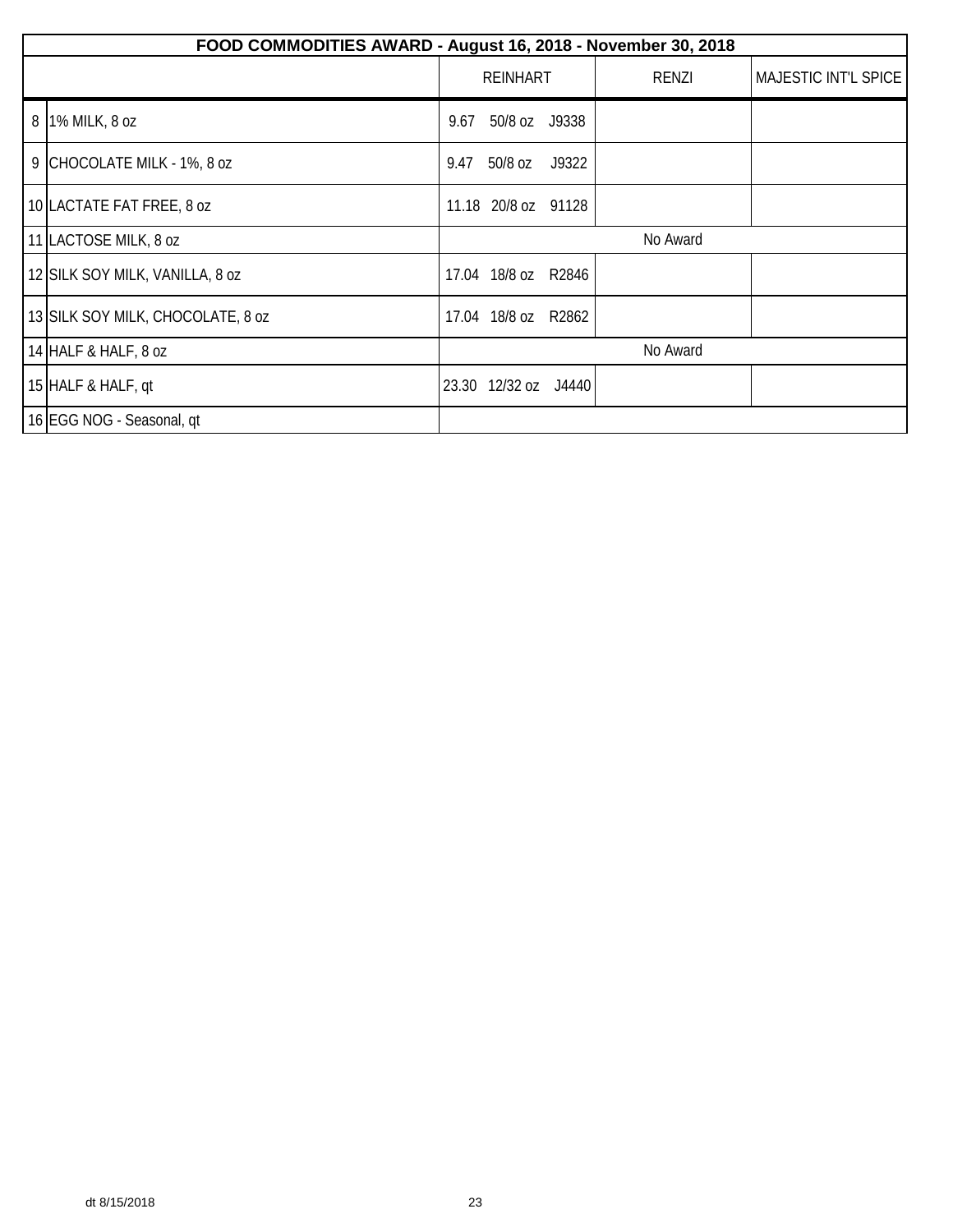| FOOD COMMODITIES AWARD - August 16, 2018 - November 30, 2018 | | | | |
|---|---|---|---|---|
| | | REINHART | RENZI | MAJESTIC INT'L SPICE |
| 8 | 1% MILK, 8 oz | 9.67 50/8 oz J9338 | | |
| 9 | CHOCOLATE MILK - 1%, 8 oz | 9.47 50/8 oz J9322 | | |
| 10 | LACTATE FAT FREE, 8 oz | 11.18 20/8 oz 91128 | | |
| 11 | LACTOSE MILK, 8 oz | | No Award | |
| 12 | SILK SOY MILK, VANILLA, 8 oz | 17.04 18/8 oz R2846 | | |
| 13 | SILK SOY MILK, CHOCOLATE, 8 oz | 17.04 18/8 oz R2862 | | |
| 14 | HALF & HALF, 8 oz | | No Award | |
| 15 | HALF & HALF, qt | 23.30 12/32 oz J4440 | | |
| 16 | EGG NOG - Seasonal, qt | | | |

dt 8/15/2018